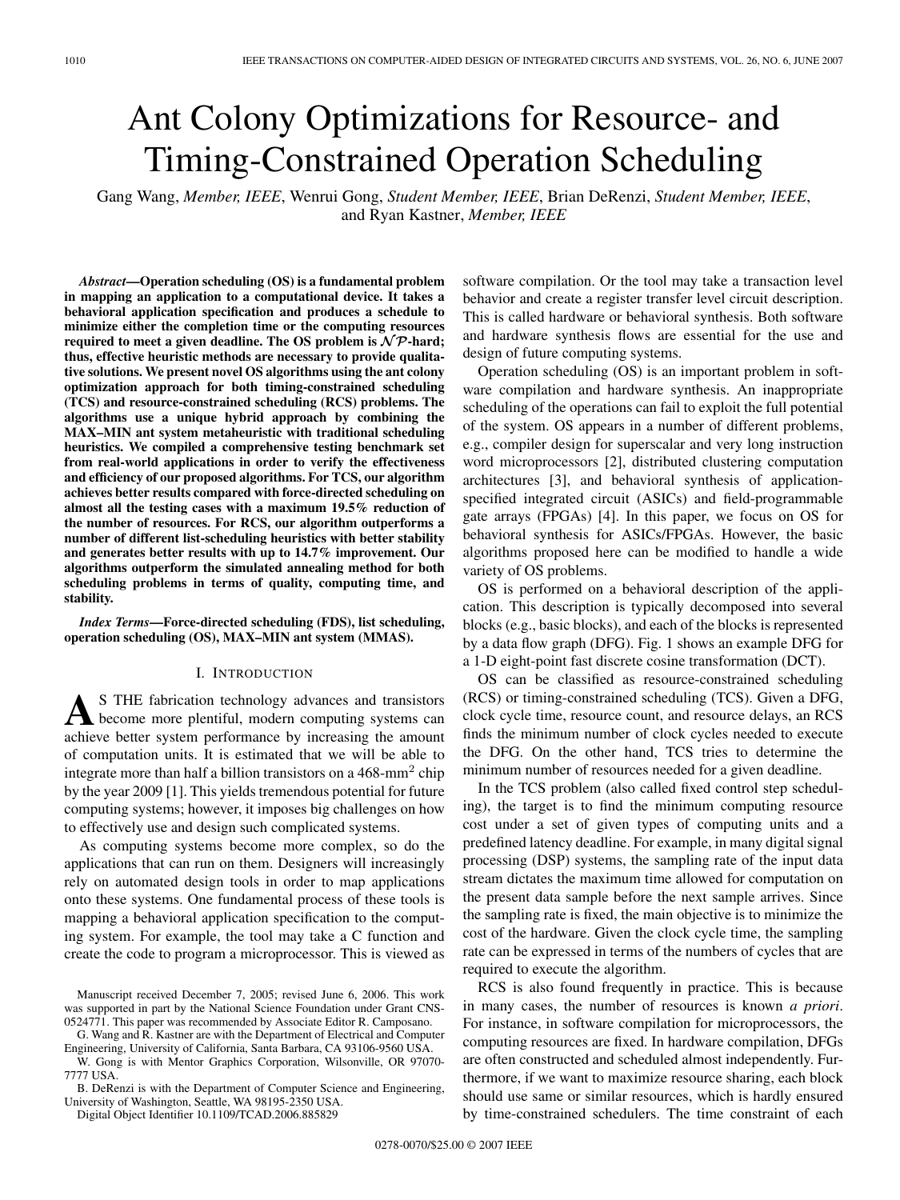# Ant Colony Optimizations for Resource- and Timing-Constrained Operation Scheduling

Gang Wang, *Member, IEEE*, Wenrui Gong, *Student Member, IEEE*, Brian DeRenzi, *Student Member, IEEE*, and Ryan Kastner, *Member, IEEE*

***Abstract*—Operation scheduling (OS) is a fundamental problem in mapping an application to a computational device. It takes a behavioral application specification and produces a schedule to minimize either the completion time or the computing resources required to meet a given deadline. The OS problem is $\mathcal{NP}$-hard; thus, effective heuristic methods are necessary to provide qualitative solutions. We present novel OS algorithms using the ant colony optimization approach for both timing-constrained scheduling (TCS) and resource-constrained scheduling (RCS) problems. The algorithms use a unique hybrid approach by combining the MAX–MIN ant system metaheuristic with traditional scheduling heuristics. We compiled a comprehensive testing benchmark set from real-world applications in order to verify the effectiveness and efficiency of our proposed algorithms. For TCS, our algorithm achieves better results compared with force-directed scheduling on almost all the testing cases with a maximum 19.5% reduction of the number of resources. For RCS, our algorithm outperforms a number of different list-scheduling heuristics with better stability and generates better results with up to 14.7% improvement. Our algorithms outperform the simulated annealing method for both scheduling problems in terms of quality, computing time, and stability.**

***Index Terms*—Force-directed scheduling (FDS), list scheduling, operation scheduling (OS), MAX–MIN ant system (MMAS).**

## I. Introduction

As the fabrication technology advances and transistors become more plentiful, modern computing systems can achieve better system performance by increasing the amount of computation units. It is estimated that we will be able to integrate more than half a billion transistors on a 468-mm$^2$ chip by the year 2009 [1]. This yields tremendous potential for future computing systems; however, it imposes big challenges on how to effectively use and design such complicated systems.

As computing systems become more complex, so do the applications that can run on them. Designers will increasingly rely on automated design tools in order to map applications onto these systems. One fundamental process of these tools is mapping a behavioral application specification to the computing system. For example, the tool may take a C function and create the code to program a microprocessor. This is viewed as software compilation. Or the tool may take a transaction level behavior and create a register transfer level circuit description. This is called hardware or behavioral synthesis. Both software and hardware synthesis flows are essential for the use and design of future computing systems.

Operation scheduling (OS) is an important problem in software compilation and hardware synthesis. An inappropriate scheduling of the operations can fail to exploit the full potential of the system. OS appears in a number of different problems, e.g., compiler design for superscalar and very long instruction word microprocessors [2], distributed clustering computation architectures [3], and behavioral synthesis of application-specified integrated circuit (ASICs) and field-programmable gate arrays (FPGAs) [4]. In this paper, we focus on OS for behavioral synthesis for ASICs/FPGAs. However, the basic algorithms proposed here can be modified to handle a wide variety of OS problems.

OS is performed on a behavioral description of the application. This description is typically decomposed into several blocks (e.g., basic blocks), and each of the blocks is represented by a data flow graph (DFG). Fig. 1 shows an example DFG for a 1-D eight-point fast discrete cosine transformation (DCT).

OS can be classified as resource-constrained scheduling (RCS) or timing-constrained scheduling (TCS). Given a DFG, clock cycle time, resource count, and resource delays, an RCS finds the minimum number of clock cycles needed to execute the DFG. On the other hand, TCS tries to determine the minimum number of resources needed for a given deadline.

In the TCS problem (also called fixed control step scheduling), the target is to find the minimum computing resource cost under a set of given types of computing units and a predefined latency deadline. For example, in many digital signal processing (DSP) systems, the sampling rate of the input data stream dictates the maximum time allowed for computation on the present data sample before the next sample arrives. Since the sampling rate is fixed, the main objective is to minimize the cost of the hardware. Given the clock cycle time, the sampling rate can be expressed in terms of the numbers of cycles that are required to execute the algorithm.

RCS is also found frequently in practice. This is because in many cases, the number of resources is known *a priori*. For instance, in software compilation for microprocessors, the computing resources are fixed. In hardware compilation, DFGs are often constructed and scheduled almost independently. Furthermore, if we want to maximize resource sharing, each block should use same or similar resources, which is hardly ensured by time-constrained schedulers. The time constraint of each

---

Manuscript received December 7, 2005; revised June 6, 2006. This work was supported in part by the National Science Foundation under Grant CNS-0524771. This paper was recommended by Associate Editor R. Camposano.

G. Wang and R. Kastner are with the Department of Electrical and Computer Engineering, University of California, Santa Barbara, CA 93106-9560 USA.

W. Gong is with Mentor Graphics Corporation, Wilsonville, OR 97070-7777 USA.

B. DeRenzi is with the Department of Computer Science and Engineering, University of Washington, Seattle, WA 98195-2350 USA.

Digital Object Identifier 10.1109/TCAD.2006.885829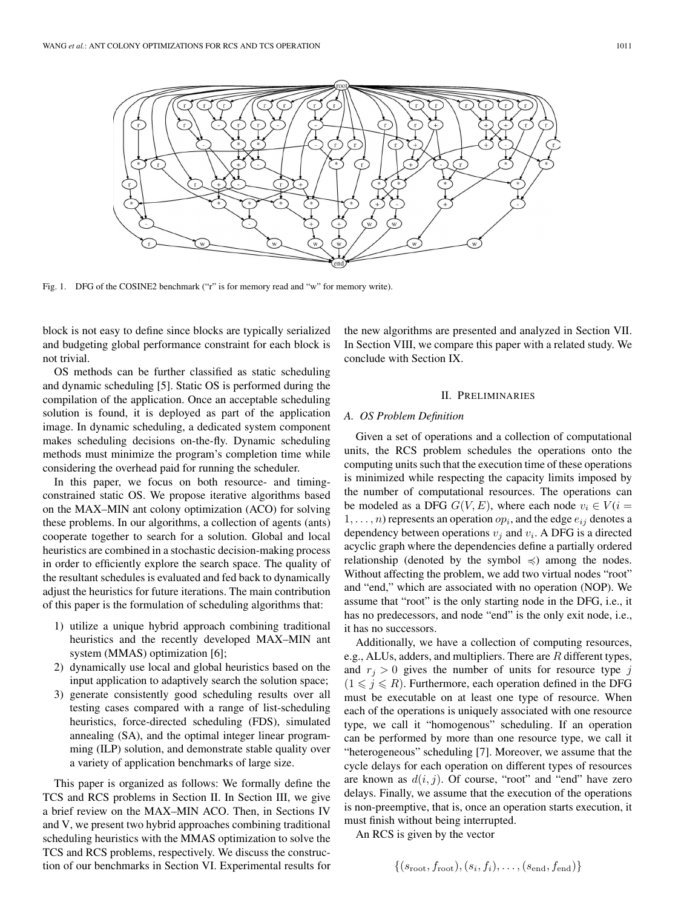Fig. 1. DFG of the COSINE2 benchmark ("r" is for memory read and "w" for memory write).

block is not easy to define since blocks are typically serialized and budgeting global performance constraint for each block is not trivial.

OS methods can be further classified as static scheduling and dynamic scheduling [5]. Static OS is performed during the compilation of the application. Once an acceptable scheduling solution is found, it is deployed as part of the application image. In dynamic scheduling, a dedicated system component makes scheduling decisions on-the-fly. Dynamic scheduling methods must minimize the program's completion time while considering the overhead paid for running the scheduler.

In this paper, we focus on both resource- and timing-constrained static OS. We propose iterative algorithms based on the MAX–MIN ant colony optimization (ACO) for solving these problems. In our algorithms, a collection of agents (ants) cooperate together to search for a solution. Global and local heuristics are combined in a stochastic decision-making process in order to efficiently explore the search space. The quality of the resultant schedules is evaluated and fed back to dynamically adjust the heuristics for future iterations. The main contribution of this paper is the formulation of scheduling algorithms that:

1) utilize a unique hybrid approach combining traditional heuristics and the recently developed MAX–MIN ant system (MMAS) optimization [6];
2) dynamically use local and global heuristics based on the input application to adaptively search the solution space;
3) generate consistently good scheduling results over all testing cases compared with a range of list-scheduling heuristics, force-directed scheduling (FDS), simulated annealing (SA), and the optimal integer linear programming (ILP) solution, and demonstrate stable quality over a variety of application benchmarks of large size.

This paper is organized as follows: We formally define the TCS and RCS problems in Section II. In Section III, we give a brief review on the MAX–MIN ACO. Then, in Sections IV and V, we present two hybrid approaches combining traditional scheduling heuristics with the MMAS optimization to solve the TCS and RCS problems, respectively. We discuss the construction of our benchmarks in Section VI. Experimental results for the new algorithms are presented and analyzed in Section VII. In Section VIII, we compare this paper with a related study. We conclude with Section IX.

## II. Preliminaries

### A. OS Problem Definition

Given a set of operations and a collection of computational units, the RCS problem schedules the operations onto the computing units such that the execution time of these operations is minimized while respecting the capacity limits imposed by the number of computational resources. The operations can be modeled as a DFG $G(V, E)$, where each node $v_i \in V (i = 1, \ldots, n)$ represents an operation $op_i$, and the edge $e_{ij}$ denotes a dependency between operations $v_j$ and $v_i$. A DFG is a directed acyclic graph where the dependencies define a partially ordered relationship (denoted by the symbol $\preccurlyeq$) among the nodes. Without affecting the problem, we add two virtual nodes "root" and "end," which are associated with no operation (NOP). We assume that "root" is the only starting node in the DFG, i.e., it has no predecessors, and node "end" is the only exit node, i.e., it has no successors.

Additionally, we have a collection of computing resources, e.g., ALUs, adders, and multipliers. There are $R$ different types, and $r_j > 0$ gives the number of units for resource type $j$ $(1 \leqslant j \leqslant R)$. Furthermore, each operation defined in the DFG must be executable on at least one type of resource. When each of the operations is uniquely associated with one resource type, we call it "homogenous" scheduling. If an operation can be performed by more than one resource type, we call it "heterogeneous" scheduling [7]. Moreover, we assume that the cycle delays for each operation on different types of resources are known as $d(i, j)$. Of course, "root" and "end" have zero delays. Finally, we assume that the execution of the operations is non-preemptive, that is, once an operation starts execution, it must finish without being interrupted.

An RCS is given by the vector

$$\{(s_{\text{root}}, f_{\text{root}}), (s_i, f_i), \ldots, (s_{\text{end}}, f_{\text{end}})\}$$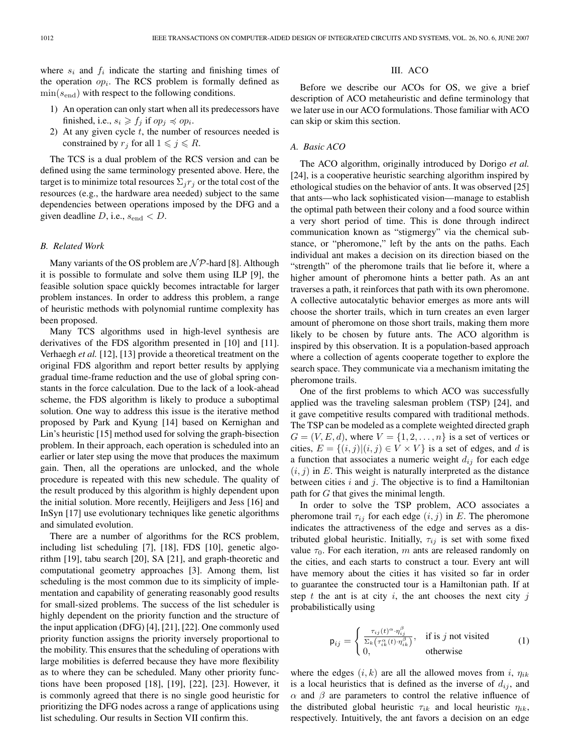where $s_i$ and $f_i$ indicate the starting and finishing times of the operation $op_i$. The RCS problem is formally defined as $\min(s_{\text{end}})$ with respect to the following conditions.

1) An operation can only start when all its predecessors have finished, i.e., $s_i \geqslant f_j$ if $op_j \preccurlyeq op_i$.
2) At any given cycle $t$, the number of resources needed is constrained by $r_j$ for all $1 \leqslant j \leqslant R$.

The TCS is a dual problem of the RCS version and can be defined using the same terminology presented above. Here, the target is to minimize total resources $\Sigma_j r_j$ or the total cost of the resources (e.g., the hardware area needed) subject to the same dependencies between operations imposed by the DFG and a given deadline $D$, i.e., $s_{\text{end}} < D$.

### B. Related Work

Many variants of the OS problem are $\mathcal{NP}$-hard [8]. Although it is possible to formulate and solve them using ILP [9], the feasible solution space quickly becomes intractable for larger problem instances. In order to address this problem, a range of heuristic methods with polynomial runtime complexity has been proposed.

Many TCS algorithms used in high-level synthesis are derivatives of the FDS algorithm presented in [10] and [11]. Verhaegh *et al.* [12], [13] provide a theoretical treatment on the original FDS algorithm and report better results by applying gradual time-frame reduction and the use of global spring constants in the force calculation. Due to the lack of a look-ahead scheme, the FDS algorithm is likely to produce a suboptimal solution. One way to address this issue is the iterative method proposed by Park and Kyung [14] based on Kernighan and Lin's heuristic [15] method used for solving the graph-bisection problem. In their approach, each operation is scheduled into an earlier or later step using the move that produces the maximum gain. Then, all the operations are unlocked, and the whole procedure is repeated with this new schedule. The quality of the result produced by this algorithm is highly dependent upon the initial solution. More recently, Heijligers and Jess [16] and InSyn [17] use evolutionary techniques like genetic algorithms and simulated evolution.

There are a number of algorithms for the RCS problem, including list scheduling [7], [18], FDS [10], genetic algorithm [19], tabu search [20], SA [21], and graph-theoretic and computational geometry approaches [3]. Among them, list scheduling is the most common due to its simplicity of implementation and capability of generating reasonably good results for small-sized problems. The success of the list scheduler is highly dependent on the priority function and the structure of the input application (DFG) [4], [21], [22]. One commonly used priority function assigns the priority inversely proportional to the mobility. This ensures that the scheduling of operations with large mobilities is deferred because they have more flexibility as to where they can be scheduled. Many other priority functions have been proposed [18], [19], [22], [23]. However, it is commonly agreed that there is no single good heuristic for prioritizing the DFG nodes across a range of applications using list scheduling. Our results in Section VII confirm this.

## III. ACO

Before we describe our ACOs for OS, we give a brief description of ACO metaheuristic and define terminology that we later use in our ACO formulations. Those familiar with ACO can skip or skim this section.

### A. Basic ACO

The ACO algorithm, originally introduced by Dorigo *et al.* [24], is a cooperative heuristic searching algorithm inspired by ethological studies on the behavior of ants. It was observed [25] that ants—who lack sophisticated vision—manage to establish the optimal path between their colony and a food source within a very short period of time. This is done through indirect communication known as "stigmergy" via the chemical substance, or "pheromone," left by the ants on the paths. Each individual ant makes a decision on its direction biased on the "strength" of the pheromone trails that lie before it, where a higher amount of pheromone hints a better path. As an ant traverses a path, it reinforces that path with its own pheromone. A collective autocatalytic behavior emerges as more ants will choose the shorter trails, which in turn creates an even larger amount of pheromone on those short trails, making them more likely to be chosen by future ants. The ACO algorithm is inspired by this observation. It is a population-based approach where a collection of agents cooperate together to explore the search space. They communicate via a mechanism imitating the pheromone trails.

One of the first problems to which ACO was successfully applied was the traveling salesman problem (TSP) [24], and it gave competitive results compared with traditional methods. The TSP can be modeled as a complete weighted directed graph $G = (V, E, d)$, where $V = \{1, 2, \ldots, n\}$ is a set of vertices or cities, $E = \{(i, j) | (i, j) \in V \times V\}$ is a set of edges, and $d$ is a function that associates a numeric weight $d_{ij}$ for each edge $(i, j)$ in $E$. This weight is naturally interpreted as the distance between cities $i$ and $j$. The objective is to find a Hamiltonian path for $G$ that gives the minimal length.

In order to solve the TSP problem, ACO associates a pheromone trail $\tau_{ij}$ for each edge $(i, j)$ in $E$. The pheromone indicates the attractiveness of the edge and serves as a distributed global heuristic. Initially, $\tau_{ij}$ is set with some fixed value $\tau_0$. For each iteration, $m$ ants are released randomly on the cities, and each starts to construct a tour. Every ant will have memory about the cities it has visited so far in order to guarantee the constructed tour is a Hamiltonian path. If at step $t$ the ant is at city $i$, the ant chooses the next city $j$ probabilistically using

$$\mathsf{p}_{ij} = \begin{cases} \frac{\tau_{ij}(t)^{\alpha} \cdot \eta_{ij}^{\beta}}{\Sigma_k \left(\tau_{ik}^{\alpha}(t) \cdot \eta_{ik}^{\beta}\right)}, & \text{if is } j \text{ not visited} \\ 0, & \text{otherwise} \end{cases} \tag{1}$$

where the edges $(i, k)$ are all the allowed moves from $i$, $\eta_{ik}$ is a local heuristics that is defined as the inverse of $d_{ij}$, and $\alpha$ and $\beta$ are parameters to control the relative influence of the distributed global heuristic $\tau_{ik}$ and local heuristic $\eta_{ik}$, respectively. Intuitively, the ant favors a decision on an edge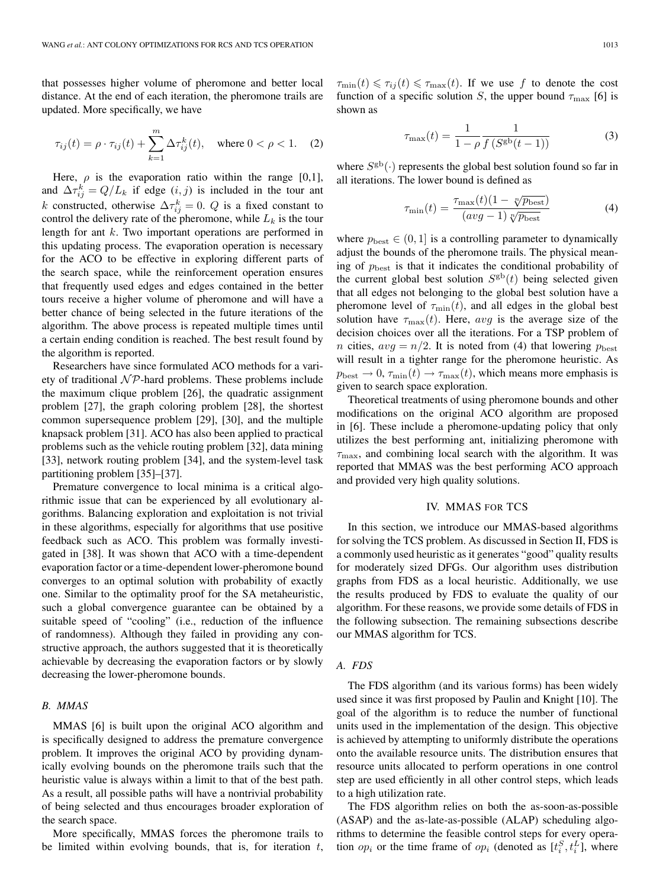that possesses higher volume of pheromone and better local distance. At the end of each iteration, the pheromone trails are updated. More specifically, we have

$$\tau_{ij}(t) = \rho \cdot \tau_{ij}(t) + \sum_{k=1}^{m} \Delta\tau_{ij}^{k}(t), \quad \text{where } 0 < \rho < 1. \quad (2)$$

Here, $\rho$ is the evaporation ratio within the range [0,1], and $\Delta\tau_{ij}^{k} = Q/L_k$ if edge $(i,j)$ is included in the tour ant $k$ constructed, otherwise $\Delta\tau_{ij}^{k} = 0$. $Q$ is a fixed constant to control the delivery rate of the pheromone, while $L_k$ is the tour length for ant $k$. Two important operations are performed in this updating process. The evaporation operation is necessary for the ACO to be effective in exploring different parts of the search space, while the reinforcement operation ensures that frequently used edges and edges contained in the better tours receive a higher volume of pheromone and will have a better chance of being selected in the future iterations of the algorithm. The above process is repeated multiple times until a certain ending condition is reached. The best result found by the algorithm is reported.

Researchers have since formulated ACO methods for a variety of traditional $\mathcal{NP}$-hard problems. These problems include the maximum clique problem [26], the quadratic assignment problem [27], the graph coloring problem [28], the shortest common supersequence problem [29], [30], and the multiple knapsack problem [31]. ACO has also been applied to practical problems such as the vehicle routing problem [32], data mining [33], network routing problem [34], and the system-level task partitioning problem [35]–[37].

Premature convergence to local minima is a critical algorithmic issue that can be experienced by all evolutionary algorithms. Balancing exploration and exploitation is not trivial in these algorithms, especially for algorithms that use positive feedback such as ACO. This problem was formally investigated in [38]. It was shown that ACO with a time-dependent evaporation factor or a time-dependent lower-pheromone bound converges to an optimal solution with probability of exactly one. Similar to the optimality proof for the SA metaheuristic, such a global convergence guarantee can be obtained by a suitable speed of "cooling" (i.e., reduction of the influence of randomness). Although they failed in providing any constructive approach, the authors suggested that it is theoretically achievable by decreasing the evaporation factors or by slowly decreasing the lower-pheromone bounds.

### B. MMAS

MMAS [6] is built upon the original ACO algorithm and is specifically designed to address the premature convergence problem. It improves the original ACO by providing dynamically evolving bounds on the pheromone trails such that the heuristic value is always within a limit to that of the best path. As a result, all possible paths will have a nontrivial probability of being selected and thus encourages broader exploration of the search space.

More specifically, MMAS forces the pheromone trails to be limited within evolving bounds, that is, for iteration $t$, $\tau_{\min}(t) \leqslant \tau_{ij}(t) \leqslant \tau_{\max}(t)$. If we use $f$ to denote the cost function of a specific solution $S$, the upper bound $\tau_{\max}$ [6] is shown as

$$\tau_{\max}(t) = \frac{1}{1-\rho}\frac{1}{f\left(S^{\mathrm{gb}}(t-1)\right)} \quad (3)$$

where $S^{\mathrm{gb}}(\cdot)$ represents the global best solution found so far in all iterations. The lower bound is defined as

$$\tau_{\min}(t) = \frac{\tau_{\max}(t)(1 - \sqrt[n]{p_{\mathrm{best}}})}{(avg-1)\sqrt[n]{p_{\mathrm{best}}}} \quad (4)$$

where $p_{\mathrm{best}} \in (0,1]$ is a controlling parameter to dynamically adjust the bounds of the pheromone trails. The physical meaning of $p_{\mathrm{best}}$ is that it indicates the conditional probability of the current global best solution $S^{\mathrm{gb}}(t)$ being selected given that all edges not belonging to the global best solution have a pheromone level of $\tau_{\min}(t)$, and all edges in the global best solution have $\tau_{\max}(t)$. Here, $avg$ is the average size of the decision choices over all the iterations. For a TSP problem of $n$ cities, $avg = n/2$. It is noted from (4) that lowering $p_{\mathrm{best}}$ will result in a tighter range for the pheromone heuristic. As $p_{\mathrm{best}} \to 0$, $\tau_{\min}(t) \to \tau_{\max}(t)$, which means more emphasis is given to search space exploration.

Theoretical treatments of using pheromone bounds and other modifications on the original ACO algorithm are proposed in [6]. These include a pheromone-updating policy that only utilizes the best performing ant, initializing pheromone with $\tau_{\max}$, and combining local search with the algorithm. It was reported that MMAS was the best performing ACO approach and provided very high quality solutions.

## IV. MMAS for TCS

In this section, we introduce our MMAS-based algorithms for solving the TCS problem. As discussed in Section II, FDS is a commonly used heuristic as it generates "good" quality results for moderately sized DFGs. Our algorithm uses distribution graphs from FDS as a local heuristic. Additionally, we use the results produced by FDS to evaluate the quality of our algorithm. For these reasons, we provide some details of FDS in the following subsection. The remaining subsections describe our MMAS algorithm for TCS.

### A. FDS

The FDS algorithm (and its various forms) has been widely used since it was first proposed by Paulin and Knight [10]. The goal of the algorithm is to reduce the number of functional units used in the implementation of the design. This objective is achieved by attempting to uniformly distribute the operations onto the available resource units. The distribution ensures that resource units allocated to perform operations in one control step are used efficiently in all other control steps, which leads to a high utilization rate.

The FDS algorithm relies on both the as-soon-as-possible (ASAP) and the as-late-as-possible (ALAP) scheduling algorithms to determine the feasible control steps for every operation $op_i$ or the time frame of $op_i$ (denoted as $[t_i^S, t_i^L]$, where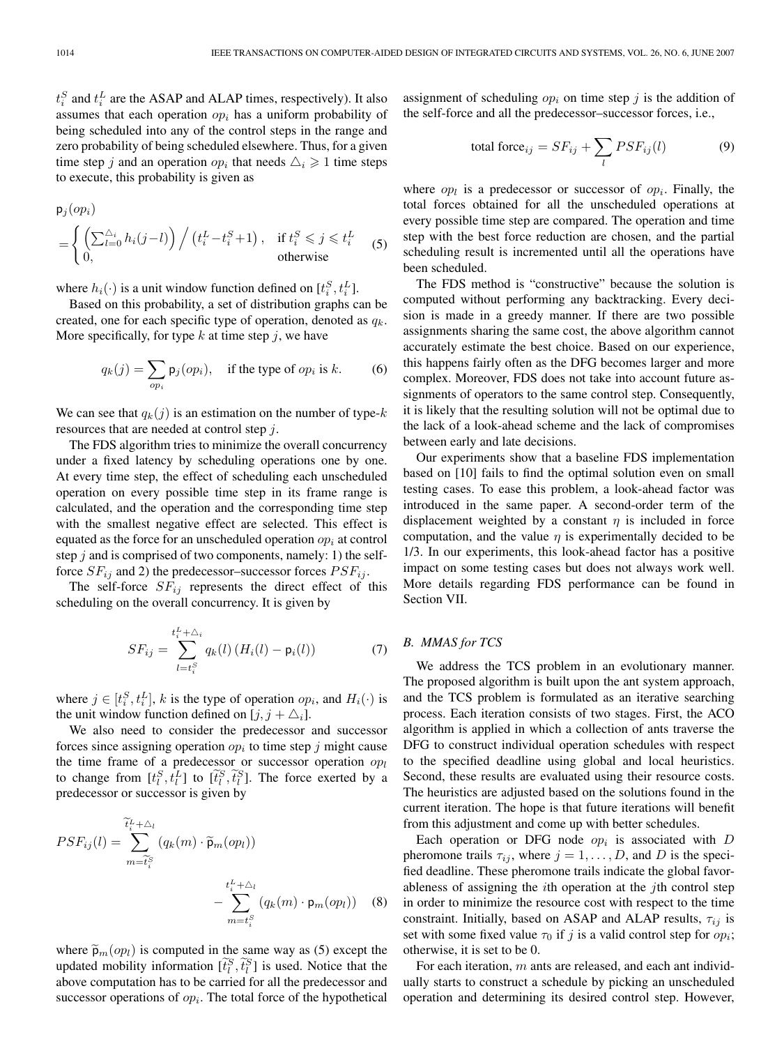$t_i^S$ and $t_i^L$ are the ASAP and ALAP times, respectively). It also assumes that each operation $op_i$ has a uniform probability of being scheduled into any of the control steps in the range and zero probability of being scheduled elsewhere. Thus, for a given time step $j$ and an operation $op_i$ that needs $\triangle_i \geqslant 1$ time steps to execute, this probability is given as

$$
\mathsf{p}_j(op_i) = \begin{cases} \left(\sum_{l=0}^{\triangle_i} h_i(j-l)\right) \Big/ \left(t_i^L - t_i^S + 1\right), & \text{if } t_i^S \leqslant j \leqslant t_i^L \\ 0, & \text{otherwise} \end{cases} \tag{5}
$$

where $h_i(\cdot)$ is a unit window function defined on $[t_i^S, t_i^L]$.

Based on this probability, a set of distribution graphs can be created, one for each specific type of operation, denoted as $q_k$. More specifically, for type $k$ at time step $j$, we have

$$
q_k(j) = \sum_{op_i} \mathsf{p}_j(op_i), \quad \text{if the type of } op_i \text{ is } k. \tag{6}
$$

We can see that $q_k(j)$ is an estimation on the number of type-$k$ resources that are needed at control step $j$.

The FDS algorithm tries to minimize the overall concurrency under a fixed latency by scheduling operations one by one. At every time step, the effect of scheduling each unscheduled operation on every possible time step in its frame range is calculated, and the operation and the corresponding time step with the smallest negative effect are selected. This effect is equated as the force for an unscheduled operation $op_i$ at control step $j$ and is comprised of two components, namely: 1) the self-force $SF_{ij}$ and 2) the predecessor–successor forces $PSF_{ij}$.

The self-force $SF_{ij}$ represents the direct effect of this scheduling on the overall concurrency. It is given by

$$
SF_{ij} = \sum_{l=t_i^S}^{t_i^L+\triangle_i} q_k(l) \left(H_i(l) - \mathsf{p}_i(l)\right) \tag{7}
$$

where $j \in [t_i^S, t_i^L]$, $k$ is the type of operation $op_i$, and $H_i(\cdot)$ is the unit window function defined on $[j, j+\triangle_i]$.

We also need to consider the predecessor and successor forces since assigning operation $op_i$ to time step $j$ might cause the time frame of a predecessor or successor operation $op_l$ to change from $[t_l^S, t_l^L]$ to $[\widetilde{t}_l^S, \widetilde{t}_l^S]$. The force exerted by a predecessor or successor is given by

$$
PSF_{ij}(l) = \sum_{m=\widetilde{t}_i^S}^{\widetilde{t}_i^L+\triangle_l} \left(q_k(m) \cdot \widetilde{\mathsf{p}}_m(op_l)\right) - \sum_{m=t_i^S}^{t_i^L+\triangle_l} \left(q_k(m) \cdot \mathsf{p}_m(op_l)\right) \tag{8}
$$

where $\widetilde{\mathsf{p}}_m(op_l)$ is computed in the same way as (5) except the updated mobility information $[\widetilde{t}_l^S, \widetilde{t}_l^S]$ is used. Notice that the above computation has to be carried for all the predecessor and successor operations of $op_i$. The total force of the hypothetical assignment of scheduling $op_i$ on time step $j$ is the addition of the self-force and all the predecessor–successor forces, i.e.,

$$
\text{total force}_{ij} = SF_{ij} + \sum_l PSF_{ij}(l) \tag{9}
$$

where $op_l$ is a predecessor or successor of $op_i$. Finally, the total forces obtained for all the unscheduled operations at every possible time step are compared. The operation and time step with the best force reduction are chosen, and the partial scheduling result is incremented until all the operations have been scheduled.

The FDS method is "constructive" because the solution is computed without performing any backtracking. Every decision is made in a greedy manner. If there are two possible assignments sharing the same cost, the above algorithm cannot accurately estimate the best choice. Based on our experience, this happens fairly often as the DFG becomes larger and more complex. Moreover, FDS does not take into account future assignments of operators to the same control step. Consequently, it is likely that the resulting solution will not be optimal due to the lack of a look-ahead scheme and the lack of compromises between early and late decisions.

Our experiments show that a baseline FDS implementation based on [10] fails to find the optimal solution even on small testing cases. To ease this problem, a look-ahead factor was introduced in the same paper. A second-order term of the displacement weighted by a constant $\eta$ is included in force computation, and the value $\eta$ is experimentally decided to be 1/3. In our experiments, this look-ahead factor has a positive impact on some testing cases but does not always work well. More details regarding FDS performance can be found in Section VII.

### B. MMAS for TCS

We address the TCS problem in an evolutionary manner. The proposed algorithm is built upon the ant system approach, and the TCS problem is formulated as an iterative searching process. Each iteration consists of two stages. First, the ACO algorithm is applied in which a collection of ants traverse the DFG to construct individual operation schedules with respect to the specified deadline using global and local heuristics. Second, these results are evaluated using their resource costs. The heuristics are adjusted based on the solutions found in the current iteration. The hope is that future iterations will benefit from this adjustment and come up with better schedules.

Each operation or DFG node $op_i$ is associated with $D$ pheromone trails $\tau_{ij}$, where $j = 1, \ldots, D$, and $D$ is the specified deadline. These pheromone trails indicate the global favorableness of assigning the $i$th operation at the $j$th control step in order to minimize the resource cost with respect to the time constraint. Initially, based on ASAP and ALAP results, $\tau_{ij}$ is set with some fixed value $\tau_0$ if $j$ is a valid control step for $op_i$; otherwise, it is set to be 0.

For each iteration, $m$ ants are released, and each ant individually starts to construct a schedule by picking an unscheduled operation and determining its desired control step. However,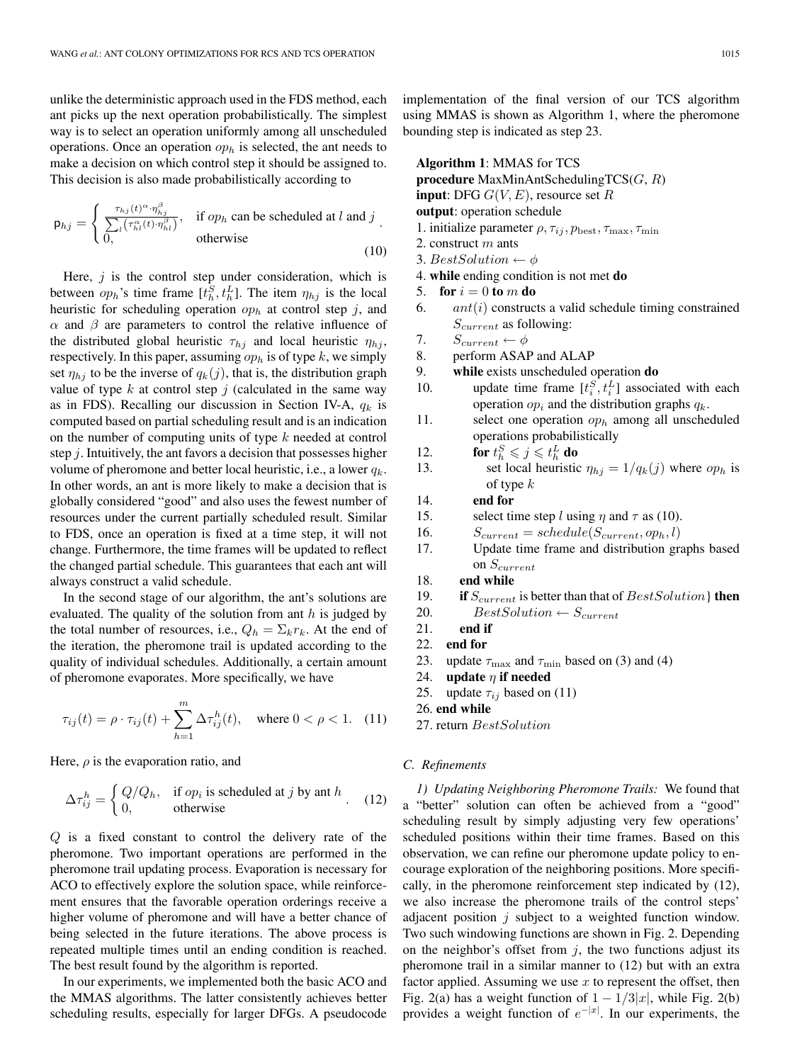unlike the deterministic approach used in the FDS method, each ant picks up the next operation probabilistically. The simplest way is to select an operation uniformly among all unscheduled operations. Once an operation $op_h$ is selected, the ant needs to make a decision on which control step it should be assigned to. This decision is also made probabilistically according to

$$\mathsf{p}_{hj} = \begin{cases} \frac{\tau_{hj}(t)^{\alpha} \cdot \eta_{hj}^{\beta}}{\sum_{l}\left(\tau_{hl}^{\alpha}(t) \cdot \eta_{hl}^{\beta}\right)}, & \text{if } op_h \text{ can be scheduled at } l \text{ and } j \\ 0, & \text{otherwise} \end{cases}. \quad (10)$$

Here, $j$ is the control step under consideration, which is between $op_h$'s time frame $[t_h^S, t_h^L]$. The item $\eta_{hj}$ is the local heuristic for scheduling operation $op_h$ at control step $j$, and $\alpha$ and $\beta$ are parameters to control the relative influence of the distributed global heuristic $\tau_{hj}$ and local heuristic $\eta_{hj}$, respectively. In this paper, assuming $op_h$ is of type $k$, we simply set $\eta_{hj}$ to be the inverse of $q_k(j)$, that is, the distribution graph value of type $k$ at control step $j$ (calculated in the same way as in FDS). Recalling our discussion in Section IV-A, $q_k$ is computed based on partial scheduling result and is an indication on the number of computing units of type $k$ needed at control step $j$. Intuitively, the ant favors a decision that possesses higher volume of pheromone and better local heuristic, i.e., a lower $q_k$. In other words, an ant is more likely to make a decision that is globally considered "good" and also uses the fewest number of resources under the current partially scheduled result. Similar to FDS, once an operation is fixed at a time step, it will not change. Furthermore, the time frames will be updated to reflect the changed partial schedule. This guarantees that each ant will always construct a valid schedule.

In the second stage of our algorithm, the ant's solutions are evaluated. The quality of the solution from ant $h$ is judged by the total number of resources, i.e., $Q_h = \Sigma_k r_k$. At the end of the iteration, the pheromone trail is updated according to the quality of individual schedules. Additionally, a certain amount of pheromone evaporates. More specifically, we have

$$\tau_{ij}(t) = \rho \cdot \tau_{ij}(t) + \sum_{h=1}^{m} \Delta\tau_{ij}^{h}(t), \quad \text{where } 0 < \rho < 1. \quad (11)$$

Here, $\rho$ is the evaporation ratio, and

$$\Delta\tau_{ij}^{h} = \begin{cases} Q/Q_h, & \text{if } op_i \text{ is scheduled at } j \text{ by ant } h \\ 0, & \text{otherwise} \end{cases}. \quad (12)$$

$Q$ is a fixed constant to control the delivery rate of the pheromone. Two important operations are performed in the pheromone trail updating process. Evaporation is necessary for ACO to effectively explore the solution space, while reinforcement ensures that the favorable operation orderings receive a higher volume of pheromone and will have a better chance of being selected in the future iterations. The above process is repeated multiple times until an ending condition is reached. The best result found by the algorithm is reported.

In our experiments, we implemented both the basic ACO and the MMAS algorithms. The latter consistently achieves better scheduling results, especially for larger DFGs. A pseudocode implementation of the final version of our TCS algorithm using MMAS is shown as Algorithm 1, where the pheromone bounding step is indicated as step 23.

**Algorithm 1**: MMAS for TCS
**procedure** MaxMinAntSchedulingTCS($G$, $R$)
**input**: DFG $G(V, E)$, resource set $R$
**output**: operation schedule

1. initialize parameter $\rho, \tau_{ij}, p_{\text{best}}, \tau_{\max}, \tau_{\min}$
2. construct $m$ ants
3. $BestSolution \leftarrow \phi$
4. **while** ending condition is not met **do**
5. **for** $i = 0$ **to** $m$ **do**
6. $ant(i)$ constructs a valid schedule timing constrained $S_{current}$ as following:
7. $S_{current} \leftarrow \phi$
8. perform ASAP and ALAP
9. **while** exists unscheduled operation **do**
10. update time frame $[t_i^S, t_i^L]$ associated with each operation $op_i$ and the distribution graphs $q_k$.
11. select one operation $op_h$ among all unscheduled operations probabilistically
12. **for** $t_h^S \leqslant j \leqslant t_h^L$ **do**
13. set local heuristic $\eta_{hj} = 1/q_k(j)$ where $op_h$ is of type $k$
14. **end for**
15. select time step $l$ using $\eta$ and $\tau$ as (10).
16. $S_{current} = schedule(S_{current}, op_h, l)$
17. Update time frame and distribution graphs based on $S_{current}$
18. **end while**
19. **if** $S_{current}$ is better than that of $BestSolution\}$ **then**
20. $BestSolution \leftarrow S_{current}$
21. **end if**
22. **end for**
23. update $\tau_{\max}$ and $\tau_{\min}$ based on (3) and (4)
24. **update** $\eta$ **if needed**
25. update $\tau_{ij}$ based on (11)
26. **end while**
27. return $BestSolution$

### C. Refinements

*1) Updating Neighboring Pheromone Trails:* We found that a "better" solution can often be achieved from a "good" scheduling result by simply adjusting very few operations' scheduled positions within their time frames. Based on this observation, we can refine our pheromone update policy to encourage exploration of the neighboring positions. More specifically, in the pheromone reinforcement step indicated by (12), we also increase the pheromone trails of the control steps' adjacent position $j$ subject to a weighted function window. Two such windowing functions are shown in Fig. 2. Depending on the neighbor's offset from $j$, the two functions adjust its pheromone trail in a similar manner to (12) but with an extra factor applied. Assuming we use $x$ to represent the offset, then Fig. 2(a) has a weight function of $1 - 1/3|x|$, while Fig. 2(b) provides a weight function of $e^{-|x|}$. In our experiments, the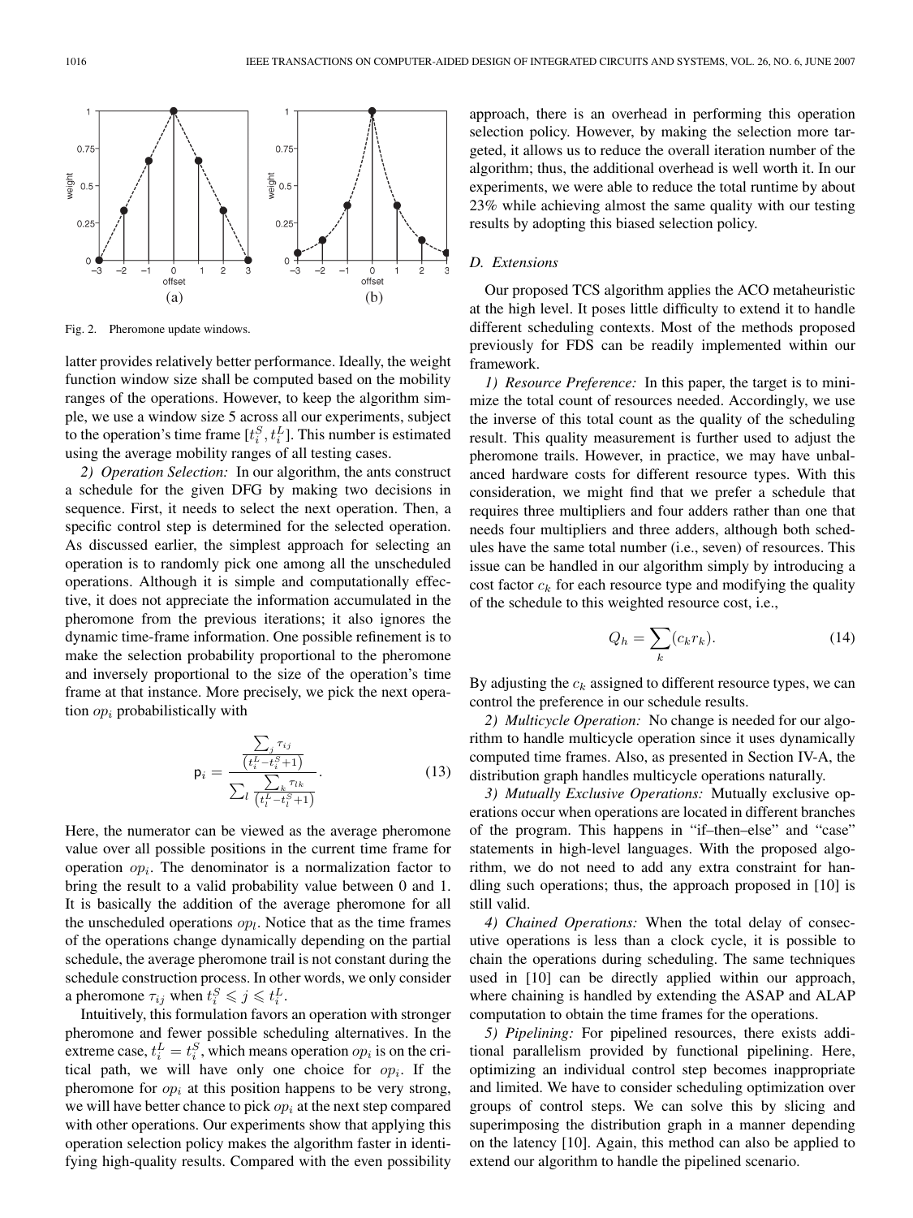Fig. 2. Pheromone update windows.

latter provides relatively better performance. Ideally, the weight function window size shall be computed based on the mobility ranges of the operations. However, to keep the algorithm simple, we use a window size 5 across all our experiments, subject to the operation's time frame $[t_i^S, t_i^L]$. This number is estimated using the average mobility ranges of all testing cases.

*2) Operation Selection:* In our algorithm, the ants construct a schedule for the given DFG by making two decisions in sequence. First, it needs to select the next operation. Then, a specific control step is determined for the selected operation. As discussed earlier, the simplest approach for selecting an operation is to randomly pick one among all the unscheduled operations. Although it is simple and computationally effective, it does not appreciate the information accumulated in the pheromone from the previous iterations; it also ignores the dynamic time-frame information. One possible refinement is to make the selection probability proportional to the pheromone and inversely proportional to the size of the operation's time frame at that instance. More precisely, we pick the next operation $op_i$ probabilistically with

$$\mathrm{p}_i = \frac{\frac{\sum_j \tau_{ij}}{\left(t_i^L - t_i^S + 1\right)}}{\sum_l \frac{\sum_k \tau_{lk}}{\left(t_l^L - t_l^S + 1\right)}}. \tag{13}$$

Here, the numerator can be viewed as the average pheromone value over all possible positions in the current time frame for operation $op_i$. The denominator is a normalization factor to bring the result to a valid probability value between 0 and 1. It is basically the addition of the average pheromone for all the unscheduled operations $op_l$. Notice that as the time frames of the operations change dynamically depending on the partial schedule, the average pheromone trail is not constant during the schedule construction process. In other words, we only consider a pheromone $\tau_{ij}$ when $t_i^S \leqslant j \leqslant t_i^L$.

Intuitively, this formulation favors an operation with stronger pheromone and fewer possible scheduling alternatives. In the extreme case, $t_i^L = t_i^S$, which means operation $op_i$ is on the critical path, we will have only one choice for $op_i$. If the pheromone for $op_i$ at this position happens to be very strong, we will have better chance to pick $op_i$ at the next step compared with other operations. Our experiments show that applying this operation selection policy makes the algorithm faster in identifying high-quality results. Compared with the even possibility approach, there is an overhead in performing this operation selection policy. However, by making the selection more targeted, it allows us to reduce the overall iteration number of the algorithm; thus, the additional overhead is well worth it. In our experiments, we were able to reduce the total runtime by about 23% while achieving almost the same quality with our testing results by adopting this biased selection policy.

### D. Extensions

Our proposed TCS algorithm applies the ACO metaheuristic at the high level. It poses little difficulty to extend it to handle different scheduling contexts. Most of the methods proposed previously for FDS can be readily implemented within our framework.

*1) Resource Preference:* In this paper, the target is to minimize the total count of resources needed. Accordingly, we use the inverse of this total count as the quality of the scheduling result. This quality measurement is further used to adjust the pheromone trails. However, in practice, we may have unbalanced hardware costs for different resource types. With this consideration, we might find that we prefer a schedule that requires three multipliers and four adders rather than one that needs four multipliers and three adders, although both schedules have the same total number (i.e., seven) of resources. This issue can be handled in our algorithm simply by introducing a cost factor $c_k$ for each resource type and modifying the quality of the schedule to this weighted resource cost, i.e.,

$$Q_h = \sum_k (c_k r_k). \tag{14}$$

By adjusting the $c_k$ assigned to different resource types, we can control the preference in our schedule results.

*2) Multicycle Operation:* No change is needed for our algorithm to handle multicycle operation since it uses dynamically computed time frames. Also, as presented in Section IV-A, the distribution graph handles multicycle operations naturally.

*3) Mutually Exclusive Operations:* Mutually exclusive operations occur when operations are located in different branches of the program. This happens in "if–then–else" and "case" statements in high-level languages. With the proposed algorithm, we do not need to add any extra constraint for handling such operations; thus, the approach proposed in [10] is still valid.

*4) Chained Operations:* When the total delay of consecutive operations is less than a clock cycle, it is possible to chain the operations during scheduling. The same techniques used in [10] can be directly applied within our approach, where chaining is handled by extending the ASAP and ALAP computation to obtain the time frames for the operations.

*5) Pipelining:* For pipelined resources, there exists additional parallelism provided by functional pipelining. Here, optimizing an individual control step becomes inappropriate and limited. We have to consider scheduling optimization over groups of control steps. We can solve this by slicing and superimposing the distribution graph in a manner depending on the latency [10]. Again, this method can also be applied to extend our algorithm to handle the pipelined scenario.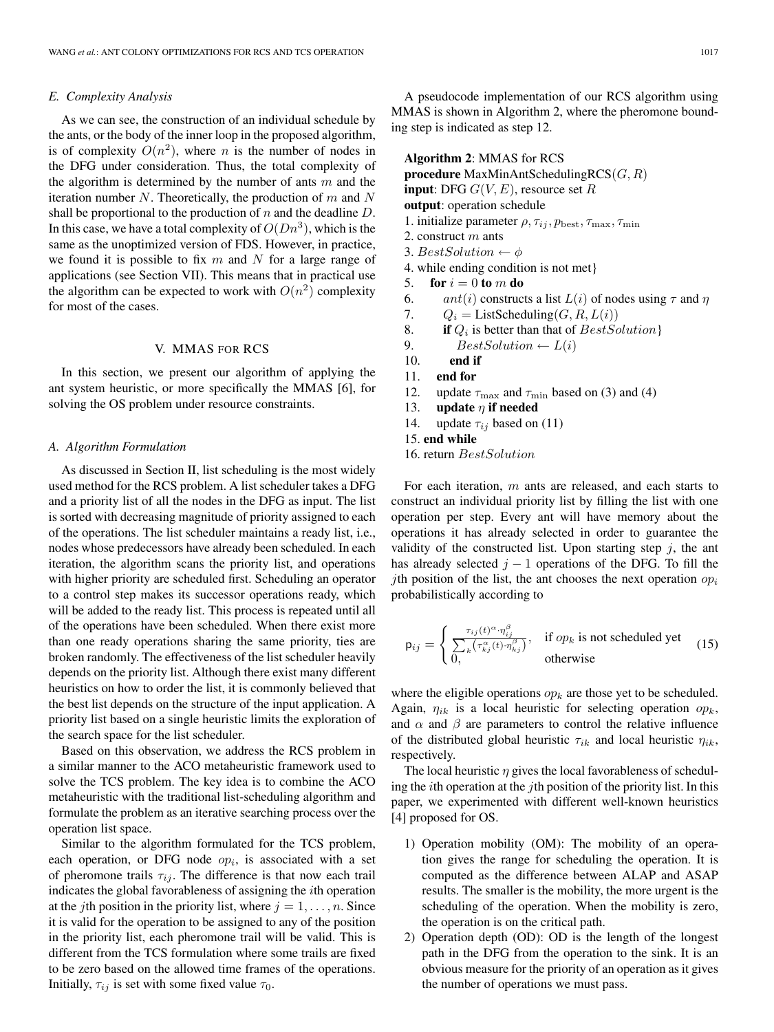### E. Complexity Analysis

As we can see, the construction of an individual schedule by the ants, or the body of the inner loop in the proposed algorithm, is of complexity $O(n^2)$, where $n$ is the number of nodes in the DFG under consideration. Thus, the total complexity of the algorithm is determined by the number of ants $m$ and the iteration number $N$. Theoretically, the production of $m$ and $N$ shall be proportional to the production of $n$ and the deadline $D$. In this case, we have a total complexity of $O(Dn^3)$, which is the same as the unoptimized version of FDS. However, in practice, we found it is possible to fix $m$ and $N$ for a large range of applications (see Section VII). This means that in practical use the algorithm can be expected to work with $O(n^2)$ complexity for most of the cases.

## V. MMAS for RCS

In this section, we present our algorithm of applying the ant system heuristic, or more specifically the MMAS [6], for solving the OS problem under resource constraints.

### A. Algorithm Formulation

As discussed in Section II, list scheduling is the most widely used method for the RCS problem. A list scheduler takes a DFG and a priority list of all the nodes in the DFG as input. The list is sorted with decreasing magnitude of priority assigned to each of the operations. The list scheduler maintains a ready list, i.e., nodes whose predecessors have already been scheduled. In each iteration, the algorithm scans the priority list, and operations with higher priority are scheduled first. Scheduling an operator to a control step makes its successor operations ready, which will be added to the ready list. This process is repeated until all of the operations have been scheduled. When there exist more than one ready operations sharing the same priority, ties are broken randomly. The effectiveness of the list scheduler heavily depends on the priority list. Although there exist many different heuristics on how to order the list, it is commonly believed that the best list depends on the structure of the input application. A priority list based on a single heuristic limits the exploration of the search space for the list scheduler.

Based on this observation, we address the RCS problem in a similar manner to the ACO metaheuristic framework used to solve the TCS problem. The key idea is to combine the ACO metaheuristic with the traditional list-scheduling algorithm and formulate the problem as an iterative searching process over the operation list space.

Similar to the algorithm formulated for the TCS problem, each operation, or DFG node $op_i$, is associated with a set of pheromone trails $\tau_{ij}$. The difference is that now each trail indicates the global favorableness of assigning the $i$th operation at the $j$th position in the priority list, where $j = 1, \ldots, n$. Since it is valid for the operation to be assigned to any of the position in the priority list, each pheromone trail will be valid. This is different from the TCS formulation where some trails are fixed to be zero based on the allowed time frames of the operations. Initially, $\tau_{ij}$ is set with some fixed value $\tau_0$.

A pseudocode implementation of our RCS algorithm using MMAS is shown in Algorithm 2, where the pheromone bounding step is indicated as step 12.

**Algorithm 2**: MMAS for RCS
**procedure** MaxMinAntSchedulingRCS($G, R$)
**input**: DFG $G(V, E)$, resource set $R$
**output**: operation schedule
1. initialize parameter $\rho, \tau_{ij}, p_{\text{best}}, \tau_{\max}, \tau_{\min}$
2. construct $m$ ants
3. $BestSolution \leftarrow \phi$
4. while ending condition is not met}
5. **for** $i = 0$ **to** $m$ **do**
6. $ant(i)$ constructs a list $L(i)$ of nodes using $\tau$ and $\eta$
7. $Q_i = \text{ListScheduling}(G, R, L(i))$
8. **if** $Q_i$ is better than that of $BestSolution$}
9. $BestSolution \leftarrow L(i)$
10. **end if**
11. **end for**
12. update $\tau_{\max}$ and $\tau_{\min}$ based on (3) and (4)
13. **update** $\eta$ **if needed**
14. update $\tau_{ij}$ based on (11)
15. **end while**
16. return $BestSolution$

For each iteration, $m$ ants are released, and each starts to construct an individual priority list by filling the list with one operation per step. Every ant will have memory about the operations it has already selected in order to guarantee the validity of the constructed list. Upon starting step $j$, the ant has already selected $j-1$ operations of the DFG. To fill the $j$th position of the list, the ant chooses the next operation $op_i$ probabilistically according to

$$
\mathsf{p}_{ij} = \begin{cases} \frac{\tau_{ij}(t)^{\alpha} \cdot \eta_{ij}^{\beta}}{\sum_k \left(\tau_{kj}^{\alpha}(t) \cdot \eta_{kj}^{\beta}\right)}, & \text{if } op_k \text{ is not scheduled yet} \\ 0, & \text{otherwise} \end{cases} \tag{15}
$$

where the eligible operations $op_k$ are those yet to be scheduled. Again, $\eta_{ik}$ is a local heuristic for selecting operation $op_k$, and $\alpha$ and $\beta$ are parameters to control the relative influence of the distributed global heuristic $\tau_{ik}$ and local heuristic $\eta_{ik}$, respectively.

The local heuristic $\eta$ gives the local favorableness of scheduling the $i$th operation at the $j$th position of the priority list. In this paper, we experimented with different well-known heuristics [4] proposed for OS.

1) Operation mobility (OM): The mobility of an operation gives the range for scheduling the operation. It is computed as the difference between ALAP and ASAP results. The smaller is the mobility, the more urgent is the scheduling of the operation. When the mobility is zero, the operation is on the critical path.
2) Operation depth (OD): OD is the length of the longest path in the DFG from the operation to the sink. It is an obvious measure for the priority of an operation as it gives the number of operations we must pass.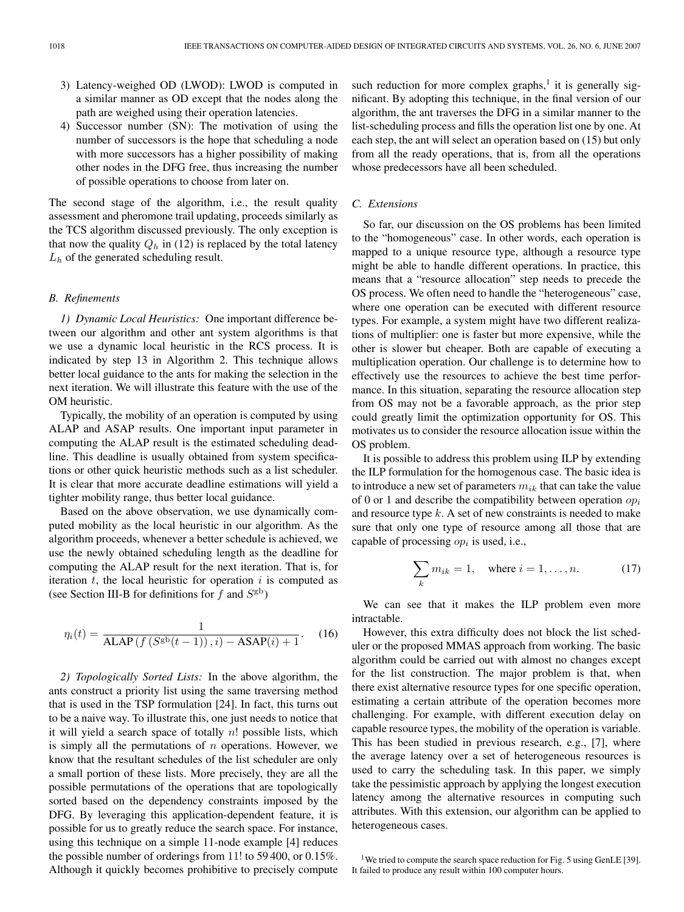3) Latency-weighed OD (LWOD): LWOD is computed in a similar manner as OD except that the nodes along the path are weighed using their operation latencies.
4) Successor number (SN): The motivation of using the number of successors is the hope that scheduling a node with more successors has a higher possibility of making other nodes in the DFG free, thus increasing the number of possible operations to choose from later on.

The second stage of the algorithm, i.e., the result quality assessment and pheromone trail updating, proceeds similarly as the TCS algorithm discussed previously. The only exception is that now the quality $Q_h$ in (12) is replaced by the total latency $L_h$ of the generated scheduling result.

### *B. Refinements*

*1) Dynamic Local Heuristics:* One important difference between our algorithm and other ant system algorithms is that we use a dynamic local heuristic in the RCS process. It is indicated by step 13 in Algorithm 2. This technique allows better local guidance to the ants for making the selection in the next iteration. We will illustrate this feature with the use of the OM heuristic.

Typically, the mobility of an operation is computed by using ALAP and ASAP results. One important input parameter in computing the ALAP result is the estimated scheduling deadline. This deadline is usually obtained from system specifications or other quick heuristic methods such as a list scheduler. It is clear that more accurate deadline estimations will yield a tighter mobility range, thus better local guidance.

Based on the above observation, we use dynamically computed mobility as the local heuristic in our algorithm. As the algorithm proceeds, whenever a better schedule is achieved, we use the newly obtained scheduling length as the deadline for computing the ALAP result for the next iteration. That is, for iteration $t$, the local heuristic for operation $i$ is computed as (see Section III-B for definitions for $f$ and $S^{\mathrm{gb}}$)

$$\eta_i(t) = \frac{1}{\mathrm{ALAP}\left(f\left(S^{\mathrm{gb}}(t-1)\right), i\right) - \mathrm{ASAP}(i) + 1}. \quad (16)$$

*2) Topologically Sorted Lists:* In the above algorithm, the ants construct a priority list using the same traversing method that is used in the TSP formulation [24]. In fact, this turns out to be a naive way. To illustrate this, one just needs to notice that it will yield a search space of totally $n!$ possible lists, which is simply all the permutations of $n$ operations. However, we know that the resultant schedules of the list scheduler are only a small portion of these lists. More precisely, they are all the possible permutations of the operations that are topologically sorted based on the dependency constraints imposed by the DFG. By leveraging this application-dependent feature, it is possible for us to greatly reduce the search space. For instance, using this technique on a simple 11-node example [4] reduces the possible number of orderings from 11! to 59 400, or 0.15%. Although it quickly becomes prohibitive to precisely compute such reduction for more complex graphs,[1] it is generally significant. By adopting this technique, in the final version of our algorithm, the ant traverses the DFG in a similar manner to the list-scheduling process and fills the operation list one by one. At each step, the ant will select an operation based on (15) but only from all the ready operations, that is, from all the operations whose predecessors have all been scheduled.

### *C. Extensions*

So far, our discussion on the OS problems has been limited to the "homogeneous" case. In other words, each operation is mapped to a unique resource type, although a resource type might be able to handle different operations. In practice, this means that a "resource allocation" step needs to precede the OS process. We often need to handle the "heterogeneous" case, where one operation can be executed with different resource types. For example, a system might have two different realizations of multiplier: one is faster but more expensive, while the other is slower but cheaper. Both are capable of executing a multiplication operation. Our challenge is to determine how to effectively use the resources to achieve the best time performance. In this situation, separating the resource allocation step from OS may not be a favorable approach, as the prior step could greatly limit the optimization opportunity for OS. This motivates us to consider the resource allocation issue within the OS problem.

It is possible to address this problem using ILP by extending the ILP formulation for the homogenous case. The basic idea is to introduce a new set of parameters $m_{ik}$ that can take the value of 0 or 1 and describe the compatibility between operation $op_i$ and resource type $k$. A set of new constraints is needed to make sure that only one type of resource among all those that are capable of processing $op_i$ is used, i.e.,

$$\sum_k m_{ik} = 1, \quad \text{where } i = 1, \ldots, n. \quad (17)$$

We can see that it makes the ILP problem even more intractable.

However, this extra difficulty does not block the list scheduler or the proposed MMAS approach from working. The basic algorithm could be carried out with almost no changes except for the list construction. The major problem is that, when there exist alternative resource types for one specific operation, estimating a certain attribute of the operation becomes more challenging. For example, with different execution delay on capable resource types, the mobility of the operation is variable. This has been studied in previous research, e.g., [7], where the average latency over a set of heterogeneous resources is used to carry the scheduling task. In this paper, we simply take the pessimistic approach by applying the longest execution latency among the alternative resources in computing such attributes. With this extension, our algorithm can be applied to heterogeneous cases.

[1] We tried to compute the search space reduction for Fig. 5 using GenLE [39]. It failed to produce any result within 100 computer hours.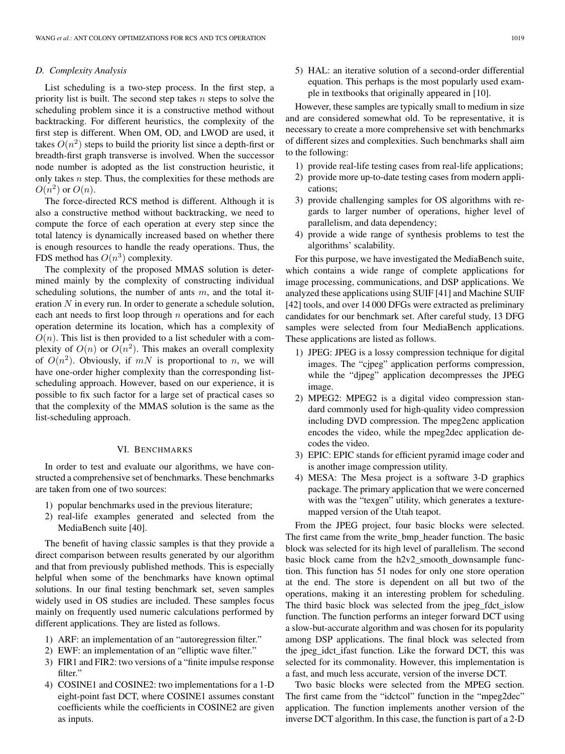### D. Complexity Analysis

List scheduling is a two-step process. In the first step, a priority list is built. The second step takes $n$ steps to solve the scheduling problem since it is a constructive method without backtracking. For different heuristics, the complexity of the first step is different. When OM, OD, and LWOD are used, it takes $O(n^2)$ steps to build the priority list since a depth-first or breadth-first graph transverse is involved. When the successor node number is adopted as the list construction heuristic, it only takes $n$ step. Thus, the complexities for these methods are $O(n^2)$ or $O(n)$.

The force-directed RCS method is different. Although it is also a constructive method without backtracking, we need to compute the force of each operation at every step since the total latency is dynamically increased based on whether there is enough resources to handle the ready operations. Thus, the FDS method has $O(n^3)$ complexity.

The complexity of the proposed MMAS solution is determined mainly by the complexity of constructing individual scheduling solutions, the number of ants $m$, and the total iteration $N$ in every run. In order to generate a schedule solution, each ant needs to first loop through $n$ operations and for each operation determine its location, which has a complexity of $O(n)$. This list is then provided to a list scheduler with a complexity of $O(n)$ or $O(n^2)$. This makes an overall complexity of $O(n^2)$. Obviously, if $mN$ is proportional to $n$, we will have one-order higher complexity than the corresponding list-scheduling approach. However, based on our experience, it is possible to fix such factor for a large set of practical cases so that the complexity of the MMAS solution is the same as the list-scheduling approach.

## VI. Benchmarks

In order to test and evaluate our algorithms, we have constructed a comprehensive set of benchmarks. These benchmarks are taken from one of two sources:

1) popular benchmarks used in the previous literature;
2) real-life examples generated and selected from the MediaBench suite [40].

The benefit of having classic samples is that they provide a direct comparison between results generated by our algorithm and that from previously published methods. This is especially helpful when some of the benchmarks have known optimal solutions. In our final testing benchmark set, seven samples widely used in OS studies are included. These samples focus mainly on frequently used numeric calculations performed by different applications. They are listed as follows.

1) ARF: an implementation of an "autoregression filter."
2) EWF: an implementation of an "elliptic wave filter."
3) FIR1 and FIR2: two versions of a "finite impulse response filter."
4) COSINE1 and COSINE2: two implementations for a 1-D eight-point fast DCT, where COSINE1 assumes constant coefficients while the coefficients in COSINE2 are given as inputs.
5) HAL: an iterative solution of a second-order differential equation. This perhaps is the most popularly used example in textbooks that originally appeared in [10].

However, these samples are typically small to medium in size and are considered somewhat old. To be representative, it is necessary to create a more comprehensive set with benchmarks of different sizes and complexities. Such benchmarks shall aim to the following:

1) provide real-life testing cases from real-life applications;
2) provide more up-to-date testing cases from modern applications;
3) provide challenging samples for OS algorithms with regards to larger number of operations, higher level of parallelism, and data dependency;
4) provide a wide range of synthesis problems to test the algorithms' scalability.

For this purpose, we have investigated the MediaBench suite, which contains a wide range of complete applications for image processing, communications, and DSP applications. We analyzed these applications using SUIF [41] and Machine SUIF [42] tools, and over 14 000 DFGs were extracted as preliminary candidates for our benchmark set. After careful study, 13 DFG samples were selected from four MediaBench applications. These applications are listed as follows.

1) JPEG: JPEG is a lossy compression technique for digital images. The "cjpeg" application performs compression, while the "djpeg" application decompresses the JPEG image.
2) MPEG2: MPEG2 is a digital video compression standard commonly used for high-quality video compression including DVD compression. The mpeg2enc application encodes the video, while the mpeg2dec application decodes the video.
3) EPIC: EPIC stands for efficient pyramid image coder and is another image compression utility.
4) MESA: The Mesa project is a software 3-D graphics package. The primary application that we were concerned with was the "texgen" utility, which generates a texture-mapped version of the Utah teapot.

From the JPEG project, four basic blocks were selected. The first came from the write_bmp_header function. The basic block was selected for its high level of parallelism. The second basic block came from the h2v2_smooth_downsample function. This function has 51 nodes for only one store operation at the end. The store is dependent on all but two of the operations, making it an interesting problem for scheduling. The third basic block was selected from the jpeg_fdct_islow function. The function performs an integer forward DCT using a slow-but-accurate algorithm and was chosen for its popularity among DSP applications. The final block was selected from the jpeg_idct_ifast function. Like the forward DCT, this was selected for its commonality. However, this implementation is a fast, and much less accurate, version of the inverse DCT.

Two basic blocks were selected from the MPEG section. The first came from the "idctcol" function in the "mpeg2dec" application. The function implements another version of the inverse DCT algorithm. In this case, the function is part of a 2-D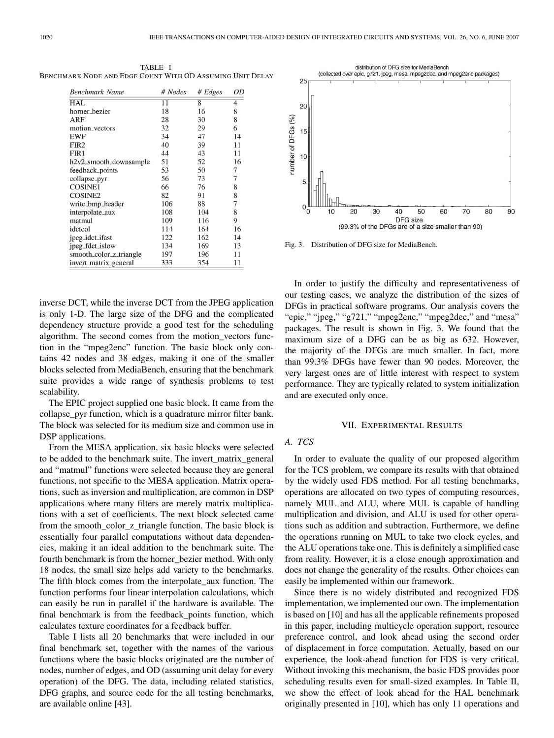TABLE I
BENCHMARK NODE AND EDGE COUNT WITH OD ASSUMING UNIT DELAY

| *Benchmark Name* | *# Nodes* | *# Edges* | *OD* |
|---|---|---|---|
| HAL | 11 | 8 | 4 |
| horner_bezier | 18 | 16 | 8 |
| ARF | 28 | 30 | 8 |
| motion_vectors | 32 | 29 | 6 |
| EWF | 34 | 47 | 14 |
| FIR2 | 40 | 39 | 11 |
| FIR1 | 44 | 43 | 11 |
| h2v2_smooth_downsample | 51 | 52 | 16 |
| feedback_points | 53 | 50 | 7 |
| collapse_pyr | 56 | 73 | 7 |
| COSINE1 | 66 | 76 | 8 |
| COSINE2 | 82 | 91 | 8 |
| write_bmp_header | 106 | 88 | 7 |
| interpolate_aux | 108 | 104 | 8 |
| matmul | 109 | 116 | 9 |
| idctcol | 114 | 164 | 16 |
| jpeg_idct_ifast | 122 | 162 | 14 |
| jpeg_fdct_islow | 134 | 169 | 13 |
| smooth_color_z_triangle | 197 | 196 | 11 |
| invert_matrix_general | 333 | 354 | 11 |

inverse DCT, while the inverse DCT from the JPEG application is only 1-D. The large size of the DFG and the complicated dependency structure provide a good test for the scheduling algorithm. The second comes from the motion_vectors function in the "mpeg2enc" function. The basic block only contains 42 nodes and 38 edges, making it one of the smaller blocks selected from MediaBench, ensuring that the benchmark suite provides a wide range of synthesis problems to test scalability.

The EPIC project supplied one basic block. It came from the collapse_pyr function, which is a quadrature mirror filter bank. The block was selected for its medium size and common use in DSP applications.

From the MESA application, six basic blocks were selected to be added to the benchmark suite. The invert_matrix_general and "matmul" functions were selected because they are general functions, not specific to the MESA application. Matrix operations, such as inversion and multiplication, are common in DSP applications where many filters are merely matrix multiplications with a set of coefficients. The next block selected came from the smooth_color_z_triangle function. The basic block is essentially four parallel computations without data dependencies, making it an ideal addition to the benchmark suite. The fourth benchmark is from the horner_bezier method. With only 18 nodes, the small size helps add variety to the benchmarks. The fifth block comes from the interpolate_aux function. The function performs four linear interpolation calculations, which can easily be run in parallel if the hardware is available. The final benchmark is from the feedback_points function, which calculates texture coordinates for a feedback buffer.

Table I lists all 20 benchmarks that were included in our final benchmark set, together with the names of the various functions where the basic blocks originated are the number of nodes, number of edges, and OD (assuming unit delay for every operation) of the DFG. The data, including related statistics, DFG graphs, and source code for the all testing benchmarks, are available online [43].

Fig. 3. Distribution of DFG size for MediaBench.

In order to justify the difficulty and representativeness of our testing cases, we analyze the distribution of the sizes of DFGs in practical software programs. Our analysis covers the "epic," "jpeg," "g721," "mpeg2enc," "mpeg2dec," and "mesa" packages. The result is shown in Fig. 3. We found that the maximum size of a DFG can be as big as 632. However, the majority of the DFGs are much smaller. In fact, more than 99.3% DFGs have fewer than 90 nodes. Moreover, the very largest ones are of little interest with respect to system performance. They are typically related to system initialization and are executed only once.

## VII. EXPERIMENTAL RESULTS

### A. TCS

In order to evaluate the quality of our proposed algorithm for the TCS problem, we compare its results with that obtained by the widely used FDS method. For all testing benchmarks, operations are allocated on two types of computing resources, namely MUL and ALU, where MUL is capable of handling multiplication and division, and ALU is used for other operations such as addition and subtraction. Furthermore, we define the operations running on MUL to take two clock cycles, and the ALU operations take one. This is definitely a simplified case from reality. However, it is a close enough approximation and does not change the generality of the results. Other choices can easily be implemented within our framework.

Since there is no widely distributed and recognized FDS implementation, we implemented our own. The implementation is based on [10] and has all the applicable refinements proposed in this paper, including multicycle operation support, resource preference control, and look ahead using the second order of displacement in force computation. Actually, based on our experience, the look-ahead function for FDS is very critical. Without invoking this mechanism, the basic FDS provides poor scheduling results even for small-sized examples. In Table II, we show the effect of look ahead for the HAL benchmark originally presented in [10], which has only 11 operations and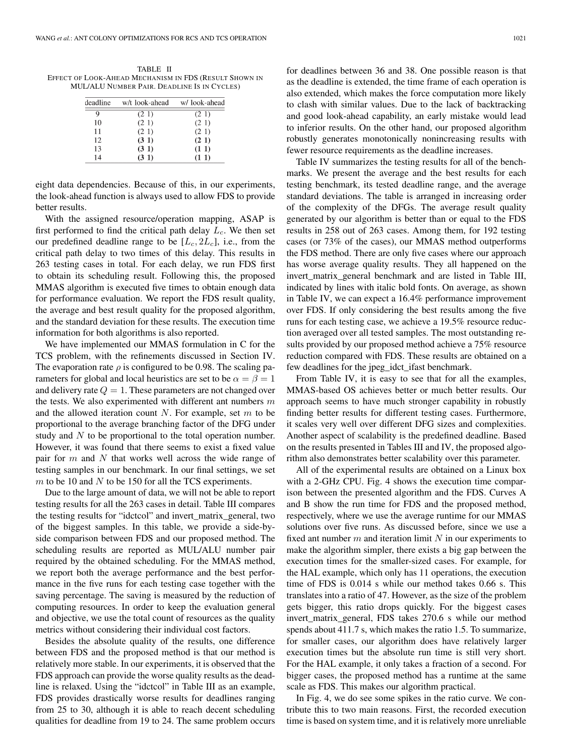TABLE II
EFFECT OF LOOK-AHEAD MECHANISM IN FDS (RESULT SHOWN IN MUL/ALU NUMBER PAIR. DEADLINE IS IN CYCLES)

| deadline | w/t look-ahead | w/ look-ahead |
|---|---|---|
| 9 | (2 1) | (2 1) |
| 10 | (2 1) | (2 1) |
| 11 | (2 1) | (2 1) |
| 12 | **(3 1)** | **(2 1)** |
| 13 | **(3 1)** | **(1 1)** |
| 14 | **(3 1)** | **(1 1)** |

eight data dependencies. Because of this, in our experiments, the look-ahead function is always used to allow FDS to provide better results.

With the assigned resource/operation mapping, ASAP is first performed to find the critical path delay $L_c$. We then set our predefined deadline range to be $[L_c, 2L_c]$, i.e., from the critical path delay to two times of this delay. This results in 263 testing cases in total. For each delay, we run FDS first to obtain its scheduling result. Following this, the proposed MMAS algorithm is executed five times to obtain enough data for performance evaluation. We report the FDS result quality, the average and best result quality for the proposed algorithm, and the standard deviation for these results. The execution time information for both algorithms is also reported.

We have implemented our MMAS formulation in C for the TCS problem, with the refinements discussed in Section IV. The evaporation rate $\rho$ is configured to be 0.98. The scaling parameters for global and local heuristics are set to be $\alpha = \beta = 1$ and delivery rate $Q = 1$. These parameters are not changed over the tests. We also experimented with different ant numbers $m$ and the allowed iteration count $N$. For example, set $m$ to be proportional to the average branching factor of the DFG under study and $N$ to be proportional to the total operation number. However, it was found that there seems to exist a fixed value pair for $m$ and $N$ that works well across the wide range of testing samples in our benchmark. In our final settings, we set $m$ to be 10 and $N$ to be 150 for all the TCS experiments.

Due to the large amount of data, we will not be able to report testing results for all the 263 cases in detail. Table III compares the testing results for "idctcol" and invert_matrix_general, two of the biggest samples. In this table, we provide a side-by-side comparison between FDS and our proposed method. The scheduling results are reported as MUL/ALU number pair required by the obtained scheduling. For the MMAS method, we report both the average performance and the best performance in the five runs for each testing case together with the saving percentage. The saving is measured by the reduction of computing resources. In order to keep the evaluation general and objective, we use the total count of resources as the quality metrics without considering their individual cost factors.

Besides the absolute quality of the results, one difference between FDS and the proposed method is that our method is relatively more stable. In our experiments, it is observed that the FDS approach can provide the worse quality results as the deadline is relaxed. Using the "idctcol" in Table III as an example, FDS provides drastically worse results for deadlines ranging from 25 to 30, although it is able to reach decent scheduling qualities for deadline from 19 to 24. The same problem occurs for deadlines between 36 and 38. One possible reason is that as the deadline is extended, the time frame of each operation is also extended, which makes the force computation more likely to clash with similar values. Due to the lack of backtracking and good look-ahead capability, an early mistake would lead to inferior results. On the other hand, our proposed algorithm robustly generates monotonically nonincreasing results with fewer resource requirements as the deadline increases.

Table IV summarizes the testing results for all of the benchmarks. We present the average and the best results for each testing benchmark, its tested deadline range, and the average standard deviations. The table is arranged in increasing order of the complexity of the DFGs. The average result quality generated by our algorithm is better than or equal to the FDS results in 258 out of 263 cases. Among them, for 192 testing cases (or 73% of the cases), our MMAS method outperforms the FDS method. There are only five cases where our approach has worse average quality results. They all happened on the invert_matrix_general benchmark and are listed in Table III, indicated by lines with italic bold fonts. On average, as shown in Table IV, we can expect a 16.4% performance improvement over FDS. If only considering the best results among the five runs for each testing case, we achieve a 19.5% resource reduction averaged over all tested samples. The most outstanding results provided by our proposed method achieve a 75% resource reduction compared with FDS. These results are obtained on a few deadlines for the jpeg_idct_ifast benchmark.

From Table IV, it is easy to see that for all the examples, MMAS-based OS achieves better or much better results. Our approach seems to have much stronger capability in robustly finding better results for different testing cases. Furthermore, it scales very well over different DFG sizes and complexities. Another aspect of scalability is the predefined deadline. Based on the results presented in Tables III and IV, the proposed algorithm also demonstrates better scalability over this parameter.

All of the experimental results are obtained on a Linux box with a 2-GHz CPU. Fig. 4 shows the execution time comparison between the presented algorithm and the FDS. Curves A and B show the run time for FDS and the proposed method, respectively, where we use the average runtime for our MMAS solutions over five runs. As discussed before, since we use a fixed ant number $m$ and iteration limit $N$ in our experiments to make the algorithm simpler, there exists a big gap between the execution times for the smaller-sized cases. For example, for the HAL example, which only has 11 operations, the execution time of FDS is 0.014 s while our method takes 0.66 s. This translates into a ratio of 47. However, as the size of the problem gets bigger, this ratio drops quickly. For the biggest cases invert_matrix_general, FDS takes 270.6 s while our method spends about 411.7 s, which makes the ratio 1.5. To summarize, for smaller cases, our algorithm does have relatively larger execution times but the absolute run time is still very short. For the HAL example, it only takes a fraction of a second. For bigger cases, the proposed method has a runtime at the same scale as FDS. This makes our algorithm practical.

In Fig. 4, we do see some spikes in the ratio curve. We contribute this to two main reasons. First, the recorded execution time is based on system time, and it is relatively more unreliable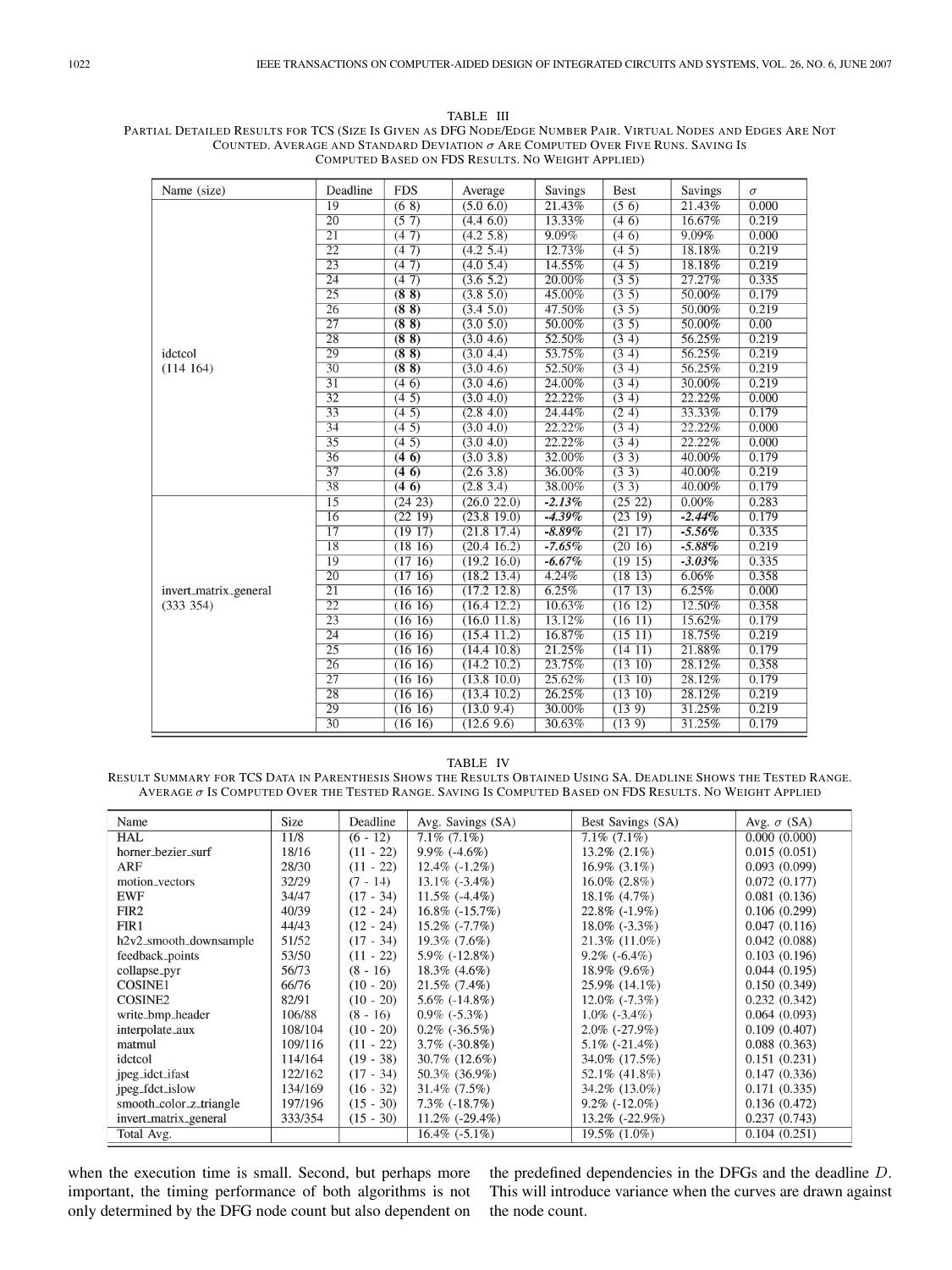TABLE III

PARTIAL DETAILED RESULTS FOR TCS (SIZE IS GIVEN AS DFG NODE/EDGE NUMBER PAIR. VIRTUAL NODES AND EDGES ARE NOT COUNTED. AVERAGE AND STANDARD DEVIATION $\sigma$ ARE COMPUTED OVER FIVE RUNS. SAVING IS COMPUTED BASED ON FDS RESULTS. NO WEIGHT APPLIED)

| Name (size) | Deadline | FDS | Average | Savings | Best | Savings | $\sigma$ |
|---|---|---|---|---|---|---|---|
| idctcol (114 164) | 19 | (6 8) | (5.0 6.0) | 21.43% | (5 6) | 21.43% | 0.000 |
| | 20 | (5 7) | (4.4 6.0) | 13.33% | (4 6) | 16.67% | 0.219 |
| | 21 | (4 7) | (4.2 5.8) | 9.09% | (4 6) | 9.09% | 0.000 |
| | 22 | (4 7) | (4.2 5.4) | 12.73% | (4 5) | 18.18% | 0.219 |
| | 23 | (4 7) | (4.0 5.4) | 14.55% | (4 5) | 18.18% | 0.219 |
| | 24 | (4 7) | (3.6 5.2) | 20.00% | (3 5) | 27.27% | 0.335 |
| | 25 | **(8 8)** | (3.8 5.0) | 45.00% | (3 5) | 50.00% | 0.179 |
| | 26 | **(8 8)** | (3.4 5.0) | 47.50% | (3 5) | 50.00% | 0.219 |
| | 27 | **(8 8)** | (3.0 5.0) | 50.00% | (3 5) | 50.00% | 0.00 |
| | 28 | **(8 8)** | (3.0 4.6) | 52.50% | (3 4) | 56.25% | 0.219 |
| | 29 | **(8 8)** | (3.0 4.4) | 53.75% | (3 4) | 56.25% | 0.219 |
| | 30 | **(8 8)** | (3.0 4.6) | 52.50% | (3 4) | 56.25% | 0.219 |
| | 31 | (4 6) | (3.0 4.6) | 24.00% | (3 4) | 30.00% | 0.219 |
| | 32 | (4 5) | (3.0 4.0) | 22.22% | (3 4) | 22.22% | 0.000 |
| | 33 | (4 5) | (2.8 4.0) | 24.44% | (2 4) | 33.33% | 0.179 |
| | 34 | (4 5) | (3.0 4.0) | 22.22% | (3 4) | 22.22% | 0.000 |
| | 35 | (4 5) | (3.0 4.0) | 22.22% | (3 4) | 22.22% | 0.000 |
| | 36 | **(4 6)** | (3.0 3.8) | 32.00% | (3 3) | 40.00% | 0.179 |
| | 37 | **(4 6)** | (2.6 3.8) | 36.00% | (3 3) | 40.00% | 0.219 |
| | 38 | **(4 6)** | (2.8 3.4) | 38.00% | (3 3) | 40.00% | 0.179 |
| invert_matrix_general (333 354) | 15 | (24 23) | (26.0 22.0) | ***-2.13%*** | (25 22) | 0.00% | 0.283 |
| | 16 | (22 19) | (23.8 19.0) | ***-4.39%*** | (23 19) | ***-2.44%*** | 0.179 |
| | 17 | (19 17) | (21.8 17.4) | ***-8.89%*** | (21 17) | ***-5.56%*** | 0.335 |
| | 18 | (18 16) | (20.4 16.2) | ***-7.65%*** | (20 16) | ***-5.88%*** | 0.219 |
| | 19 | (17 16) | (19.2 16.0) | ***-6.67%*** | (19 15) | ***-3.03%*** | 0.335 |
| | 20 | (17 16) | (18.2 13.4) | 4.24% | (18 13) | 6.06% | 0.358 |
| | 21 | (16 16) | (17.2 12.8) | 6.25% | (17 13) | 6.25% | 0.000 |
| | 22 | (16 16) | (16.4 12.2) | 10.63% | (16 12) | 12.50% | 0.358 |
| | 23 | (16 16) | (16.0 11.8) | 13.12% | (16 11) | 15.62% | 0.179 |
| | 24 | (16 16) | (15.4 11.2) | 16.87% | (15 11) | 18.75% | 0.219 |
| | 25 | (16 16) | (14.4 10.8) | 21.25% | (14 11) | 21.88% | 0.179 |
| | 26 | (16 16) | (14.2 10.2) | 23.75% | (13 10) | 28.12% | 0.358 |
| | 27 | (16 16) | (13.8 10.0) | 25.62% | (13 10) | 28.12% | 0.179 |
| | 28 | (16 16) | (13.4 10.2) | 26.25% | (13 10) | 28.12% | 0.219 |
| | 29 | (16 16) | (13.0 9.4) | 30.00% | (13 9) | 31.25% | 0.219 |
| | 30 | (16 16) | (12.6 9.6) | 30.63% | (13 9) | 31.25% | 0.179 |

TABLE IV

RESULT SUMMARY FOR TCS DATA IN PARENTHESIS SHOWS THE RESULTS OBTAINED USING SA. DEADLINE SHOWS THE TESTED RANGE. AVERAGE $\sigma$ IS COMPUTED OVER THE TESTED RANGE. SAVING IS COMPUTED BASED ON FDS RESULTS. NO WEIGHT APPLIED

| Name | Size | Deadline | Avg. Savings (SA) | Best Savings (SA) | Avg. $\sigma$ (SA) |
|---|---|---|---|---|---|
| HAL | 11/8 | (6 - 12) | 7.1% (7.1%) | 7.1% (7.1%) | 0.000 (0.000) |
| horner_bezier_surf | 18/16 | (11 - 22) | 9.9% (-4.6%) | 13.2% (2.1%) | 0.015 (0.051) |
| ARF | 28/30 | (11 - 22) | 12.4% (-1.2%) | 16.9% (3.1%) | 0.093 (0.099) |
| motion_vectors | 32/29 | (7 - 14) | 13.1% (-3.4%) | 16.0% (2.8%) | 0.072 (0.177) |
| EWF | 34/47 | (17 - 34) | 11.5% (-4.4%) | 18.1% (4.7%) | 0.081 (0.136) |
| FIR2 | 40/39 | (12 - 24) | 16.8% (-15.7%) | 22.8% (-1.9%) | 0.106 (0.299) |
| FIR1 | 44/43 | (12 - 24) | 15.2% (-7.7%) | 18.0% (-3.3%) | 0.047 (0.116) |
| h2v2_smooth_downsample | 51/52 | (17 - 34) | 19.3% (7.6%) | 21.3% (11.0%) | 0.042 (0.088) |
| feedback_points | 53/50 | (11 - 22) | 5.9% (-12.8%) | 9.2% (-6.4%) | 0.103 (0.196) |
| collapse_pyr | 56/73 | (8 - 16) | 18.3% (4.6%) | 18.9% (9.6%) | 0.044 (0.195) |
| COSINE1 | 66/76 | (10 - 20) | 21.5% (7.4%) | 25.9% (14.1%) | 0.150 (0.349) |
| COSINE2 | 82/91 | (10 - 20) | 5.6% (-14.8%) | 12.0% (-7.3%) | 0.232 (0.342) |
| write_bmp_header | 106/88 | (8 - 16) | 0.9% (-5.3%) | 1.0% (-3.4%) | 0.064 (0.093) |
| interpolate_aux | 108/104 | (10 - 20) | 0.2% (-36.5%) | 2.0% (-27.9%) | 0.109 (0.407) |
| matmul | 109/116 | (11 - 22) | 3.7% (-30.8%) | 5.1% (-21.4%) | 0.088 (0.363) |
| idctcol | 114/164 | (19 - 38) | 30.7% (12.6%) | 34.0% (17.5%) | 0.151 (0.231) |
| jpeg_idct_ifast | 122/162 | (17 - 34) | 50.3% (36.9%) | 52.1% (41.8%) | 0.147 (0.336) |
| jpeg_fdct_islow | 134/169 | (16 - 32) | 31.4% (7.5%) | 34.2% (13.0%) | 0.171 (0.335) |
| smooth_color_z_triangle | 197/196 | (15 - 30) | 7.3% (-18.7%) | 9.2% (-12.0%) | 0.136 (0.472) |
| invert_matrix_general | 333/354 | (15 - 30) | 11.2% (-29.4%) | 13.2% (-22.9%) | 0.237 (0.743) |
| Total Avg. | | | 16.4% (-5.1%) | 19.5% (1.0%) | 0.104 (0.251) |

when the execution time is small. Second, but perhaps more important, the timing performance of both algorithms is not only determined by the DFG node count but also dependent on the predefined dependencies in the DFGs and the deadline $D$. This will introduce variance when the curves are drawn against the node count.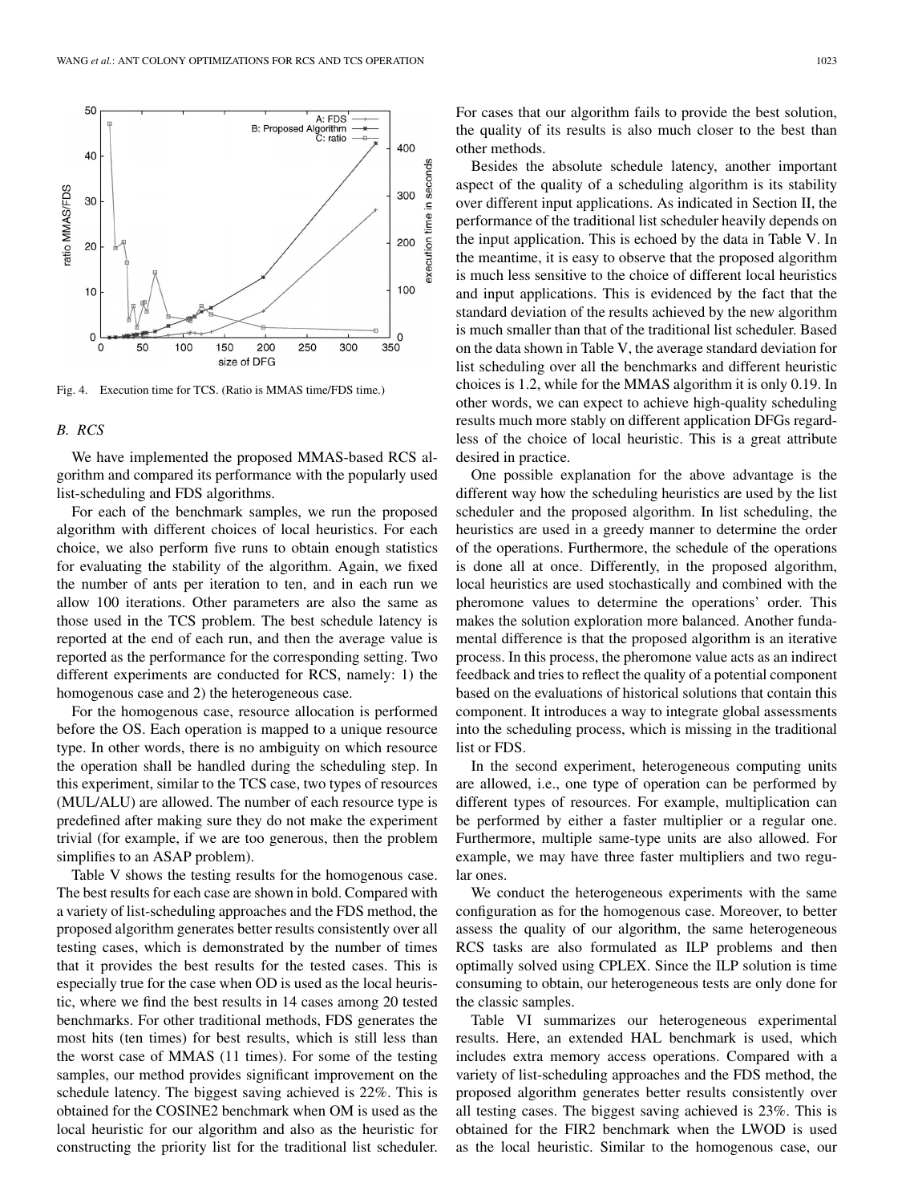Fig. 4. Execution time for TCS. (Ratio is MMAS time/FDS time.)

### B. RCS

We have implemented the proposed MMAS-based RCS algorithm and compared its performance with the popularly used list-scheduling and FDS algorithms.

For each of the benchmark samples, we run the proposed algorithm with different choices of local heuristics. For each choice, we also perform five runs to obtain enough statistics for evaluating the stability of the algorithm. Again, we fixed the number of ants per iteration to ten, and in each run we allow 100 iterations. Other parameters are also the same as those used in the TCS problem. The best schedule latency is reported at the end of each run, and then the average value is reported as the performance for the corresponding setting. Two different experiments are conducted for RCS, namely: 1) the homogenous case and 2) the heterogeneous case.

For the homogenous case, resource allocation is performed before the OS. Each operation is mapped to a unique resource type. In other words, there is no ambiguity on which resource the operation shall be handled during the scheduling step. In this experiment, similar to the TCS case, two types of resources (MUL/ALU) are allowed. The number of each resource type is predefined after making sure they do not make the experiment trivial (for example, if we are too generous, then the problem simplifies to an ASAP problem).

Table V shows the testing results for the homogenous case. The best results for each case are shown in bold. Compared with a variety of list-scheduling approaches and the FDS method, the proposed algorithm generates better results consistently over all testing cases, which is demonstrated by the number of times that it provides the best results for the tested cases. This is especially true for the case when OD is used as the local heuristic, where we find the best results in 14 cases among 20 tested benchmarks. For other traditional methods, FDS generates the most hits (ten times) for best results, which is still less than the worst case of MMAS (11 times). For some of the testing samples, our method provides significant improvement on the schedule latency. The biggest saving achieved is 22%. This is obtained for the COSINE2 benchmark when OM is used as the local heuristic for our algorithm and also as the heuristic for constructing the priority list for the traditional list scheduler. For cases that our algorithm fails to provide the best solution, the quality of its results is also much closer to the best than other methods.

Besides the absolute schedule latency, another important aspect of the quality of a scheduling algorithm is its stability over different input applications. As indicated in Section II, the performance of the traditional list scheduler heavily depends on the input application. This is echoed by the data in Table V. In the meantime, it is easy to observe that the proposed algorithm is much less sensitive to the choice of different local heuristics and input applications. This is evidenced by the fact that the standard deviation of the results achieved by the new algorithm is much smaller than that of the traditional list scheduler. Based on the data shown in Table V, the average standard deviation for list scheduling over all the benchmarks and different heuristic choices is 1.2, while for the MMAS algorithm it is only 0.19. In other words, we can expect to achieve high-quality scheduling results much more stably on different application DFGs regardless of the choice of local heuristic. This is a great attribute desired in practice.

One possible explanation for the above advantage is the different way how the scheduling heuristics are used by the list scheduler and the proposed algorithm. In list scheduling, the heuristics are used in a greedy manner to determine the order of the operations. Furthermore, the schedule of the operations is done all at once. Differently, in the proposed algorithm, local heuristics are used stochastically and combined with the pheromone values to determine the operations' order. This makes the solution exploration more balanced. Another fundamental difference is that the proposed algorithm is an iterative process. In this process, the pheromone value acts as an indirect feedback and tries to reflect the quality of a potential component based on the evaluations of historical solutions that contain this component. It introduces a way to integrate global assessments into the scheduling process, which is missing in the traditional list or FDS.

In the second experiment, heterogeneous computing units are allowed, i.e., one type of operation can be performed by different types of resources. For example, multiplication can be performed by either a faster multiplier or a regular one. Furthermore, multiple same-type units are also allowed. For example, we may have three faster multipliers and two regular ones.

We conduct the heterogeneous experiments with the same configuration as for the homogenous case. Moreover, to better assess the quality of our algorithm, the same heterogeneous RCS tasks are also formulated as ILP problems and then optimally solved using CPLEX. Since the ILP solution is time consuming to obtain, our heterogeneous tests are only done for the classic samples.

Table VI summarizes our heterogeneous experimental results. Here, an extended HAL benchmark is used, which includes extra memory access operations. Compared with a variety of list-scheduling approaches and the FDS method, the proposed algorithm generates better results consistently over all testing cases. The biggest saving achieved is 23%. This is obtained for the FIR2 benchmark when the LWOD is used as the local heuristic. Similar to the homogenous case, our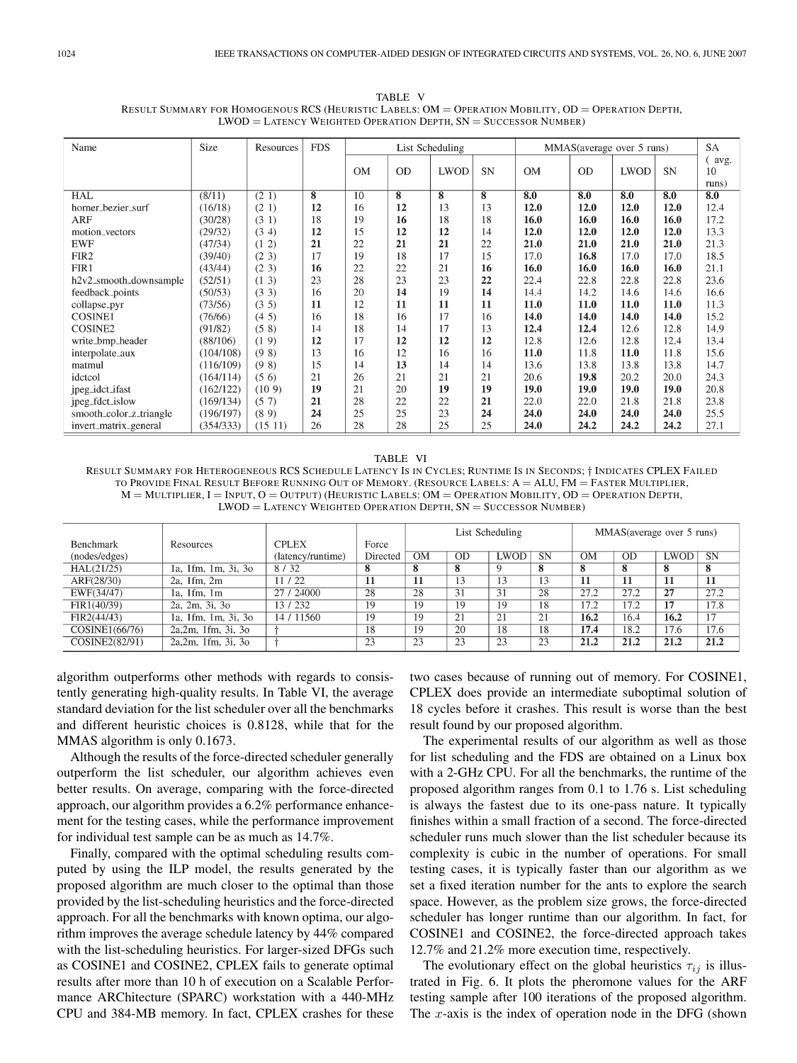TABLE V
RESULT SUMMARY FOR HOMOGENOUS RCS (HEURISTIC LABELS: OM = OPERATION MOBILITY, OD = OPERATION DEPTH, LWOD = LATENCY WEIGHTED OPERATION DEPTH, SN = SUCCESSOR NUMBER)

| Name | Size | Resources | FDS | List Scheduling | | | | MMAS(average over 5 runs) | | | | SA ( avg. 10 runs) |
|---|---|---|---|---|---|---|---|---|---|---|---|---|
| | | | | OM | OD | LWOD | SN | OM | OD | LWOD | SN | |
| HAL | (8/11) | (2 1) | **8** | 10 | **8** | **8** | **8** | **8.0** | **8.0** | **8.0** | **8.0** | **8.0** |
| horner_bezier_surf | (16/18) | (2 1) | **12** | 16 | **12** | 13 | 13 | **12.0** | **12.0** | **12.0** | **12.0** | 12.4 |
| ARF | (30/28) | (3 1) | 18 | 19 | **16** | 18 | 18 | **16.0** | **16.0** | **16.0** | **16.0** | 17.2 |
| motion_vectors | (29/32) | (3 4) | **12** | 15 | **12** | **12** | 14 | **12.0** | **12.0** | **12.0** | **12.0** | 13.3 |
| EWF | (47/34) | (1 2) | **21** | 22 | **21** | **21** | 22 | **21.0** | **21.0** | **21.0** | **21.0** | 21.3 |
| FIR2 | (39/40) | (2 3) | 17 | 19 | 18 | 17 | 15 | 17.0 | **16.8** | 17.0 | 17.0 | 18.5 |
| FIR1 | (43/44) | (2 3) | **16** | 22 | 22 | 21 | **16** | **16.0** | **16.0** | **16.0** | **16.0** | 21.1 |
| h2v2_smooth_downsample | (52/51) | (1 3) | 23 | 28 | 23 | 23 | **22** | 22.4 | 22.8 | 22.8 | 22.8 | 23.6 |
| feedback_points | (50/53) | (3 3) | 16 | 20 | **14** | 19 | **14** | 14.4 | 14.2 | 14.6 | 14.6 | 16.6 |
| collapse_pyr | (73/56) | (3 5) | **11** | 12 | **11** | **11** | **11** | **11.0** | **11.0** | **11.0** | **11.0** | 11.3 |
| COSINE1 | (76/66) | (4 5) | 16 | 18 | 16 | 17 | 16 | **14.0** | **14.0** | **14.0** | **14.0** | 15.2 |
| COSINE2 | (91/82) | (5 8) | 14 | 18 | 14 | 17 | 13 | **12.4** | **12.4** | 12.6 | 12.8 | 14.9 |
| write_bmp_header | (88/106) | (1 9) | **12** | 17 | **12** | **12** | **12** | 12.8 | 12.6 | 12.8 | 12.4 | 13.4 |
| interpolate_aux | (104/108) | (9 8) | 13 | 16 | 12 | 16 | 16 | **11.0** | 11.8 | **11.0** | 11.8 | 15.6 |
| matmul | (116/109) | (9 8) | 15 | 14 | **13** | 14 | 14 | 13.6 | 13.8 | 13.8 | 13.8 | 14.7 |
| idctcol | (164/114) | (5 6) | 21 | 26 | 21 | 21 | 21 | 20.6 | **19.8** | 20.2 | 20.0 | 24.3 |
| jpeg_idct_ifast | (162/122) | (10 9) | **19** | 21 | 20 | **19** | **19** | **19.0** | **19.0** | **19.0** | **19.0** | 20.8 |
| jpeg_fdct_islow | (169/134) | (5 7) | **21** | 28 | 22 | 22 | **21** | 22.0 | 22.0 | 21.8 | 21.8 | 23.8 |
| smooth_color_z_triangle | (196/197) | (8 9) | **24** | 25 | 25 | 23 | **24** | **24.0** | **24.0** | **24.0** | **24.0** | 25.5 |
| invert_matrix_general | (354/333) | (15 11) | 26 | 28 | 28 | 25 | 25 | **24.0** | **24.2** | **24.2** | **24.2** | 27.1 |

TABLE VI
RESULT SUMMARY FOR HETEROGENEOUS RCS SCHEDULE LATENCY IS IN CYCLES; RUNTIME IS IN SECONDS; † INDICATES CPLEX FAILED TO PROVIDE FINAL RESULT BEFORE RUNNING OUT OF MEMORY. (RESOURCE LABELS: A = ALU, FM = FASTER MULTIPLIER, M = MULTIPLIER, I = INPUT, O = OUTPUT) (HEURISTIC LABELS: OM = OPERATION MOBILITY, OD = OPERATION DEPTH, LWOD = LATENCY WEIGHTED OPERATION DEPTH, SN = SUCCESSOR NUMBER)

| Benchmark (nodes/edges) | Resources | CPLEX (latency/runtime) | Force Directed | List Scheduling | | | | MMAS(average over 5 runs) | | | |
|---|---|---|---|---|---|---|---|---|---|---|---|
| | | | | OM | OD | LWOD | SN | OM | OD | LWOD | SN |
| HAL(21/25) | 1a, 1fm, 1m, 3i, 3o | 8 / 32 | **8** | **8** | **8** | 9 | **8** | **8** | **8** | **8** | **8** |
| ARF(28/30) | 2a, 1fm, 2m | 11 / 22 | **11** | **11** | 13 | 13 | 13 | **11** | **11** | **11** | **11** |
| EWF(34/47) | 1a, 1fm, 1m | 27 / 24000 | 28 | 28 | 31 | 31 | 28 | 27.2 | 27.2 | **27** | 27.2 |
| FIR1(40/39) | 2a, 2m, 3i, 3o | 13 / 232 | 19 | 19 | 19 | 19 | 18 | 17.2 | 17.2 | **17** | 17.8 |
| FIR2(44/43) | 1a, 1fm, 1m, 3i, 3o | 14 / 11560 | 19 | 19 | 21 | 21 | 21 | **16.2** | 16.4 | **16.2** | 17 |
| COSINE1(66/76) | 2a,2m, 1fm, 3i, 3o | † | 18 | 19 | 20 | 18 | 18 | **17.4** | 18.2 | 17.6 | 17.6 |
| COSINE2(82/91) | 2a,2m, 1fm, 3i, 3o | † | 23 | 23 | 23 | 23 | 23 | **21.2** | **21.2** | **21.2** | **21.2** |

algorithm outperforms other methods with regards to consistently generating high-quality results. In Table VI, the average standard deviation for the list scheduler over all the benchmarks and different heuristic choices is 0.8128, while that for the MMAS algorithm is only 0.1673.

Although the results of the force-directed scheduler generally outperform the list scheduler, our algorithm achieves even better results. On average, comparing with the force-directed approach, our algorithm provides a 6.2% performance enhancement for the testing cases, while the performance improvement for individual test sample can be as much as 14.7%.

Finally, compared with the optimal scheduling results computed by using the ILP model, the results generated by the proposed algorithm are much closer to the optimal than those provided by the list-scheduling heuristics and the force-directed approach. For all the benchmarks with known optima, our algorithm improves the average schedule latency by 44% compared with the list-scheduling heuristics. For larger-sized DFGs such as COSINE1 and COSINE2, CPLEX fails to generate optimal results after more than 10 h of execution on a Scalable Performance ARChitecture (SPARC) workstation with a 440-MHz CPU and 384-MB memory. In fact, CPLEX crashes for these two cases because of running out of memory. For COSINE1, CPLEX does provide an intermediate suboptimal solution of 18 cycles before it crashes. This result is worse than the best result found by our proposed algorithm.

The experimental results of our algorithm as well as those for list scheduling and the FDS are obtained on a Linux box with a 2-GHz CPU. For all the benchmarks, the runtime of the proposed algorithm ranges from 0.1 to 1.76 s. List scheduling is always the fastest due to its one-pass nature. It typically finishes within a small fraction of a second. The force-directed scheduler runs much slower than the list scheduler because its complexity is cubic in the number of operations. For small testing cases, it is typically faster than our algorithm as we set a fixed iteration number for the ants to explore the search space. However, as the problem size grows, the force-directed scheduler has longer runtime than our algorithm. In fact, for COSINE1 and COSINE2, the force-directed approach takes 12.7% and 21.2% more execution time, respectively.

The evolutionary effect on the global heuristics $\tau_{ij}$ is illustrated in Fig. 6. It plots the pheromone values for the ARF testing sample after 100 iterations of the proposed algorithm. The $x$-axis is the index of operation node in the DFG (shown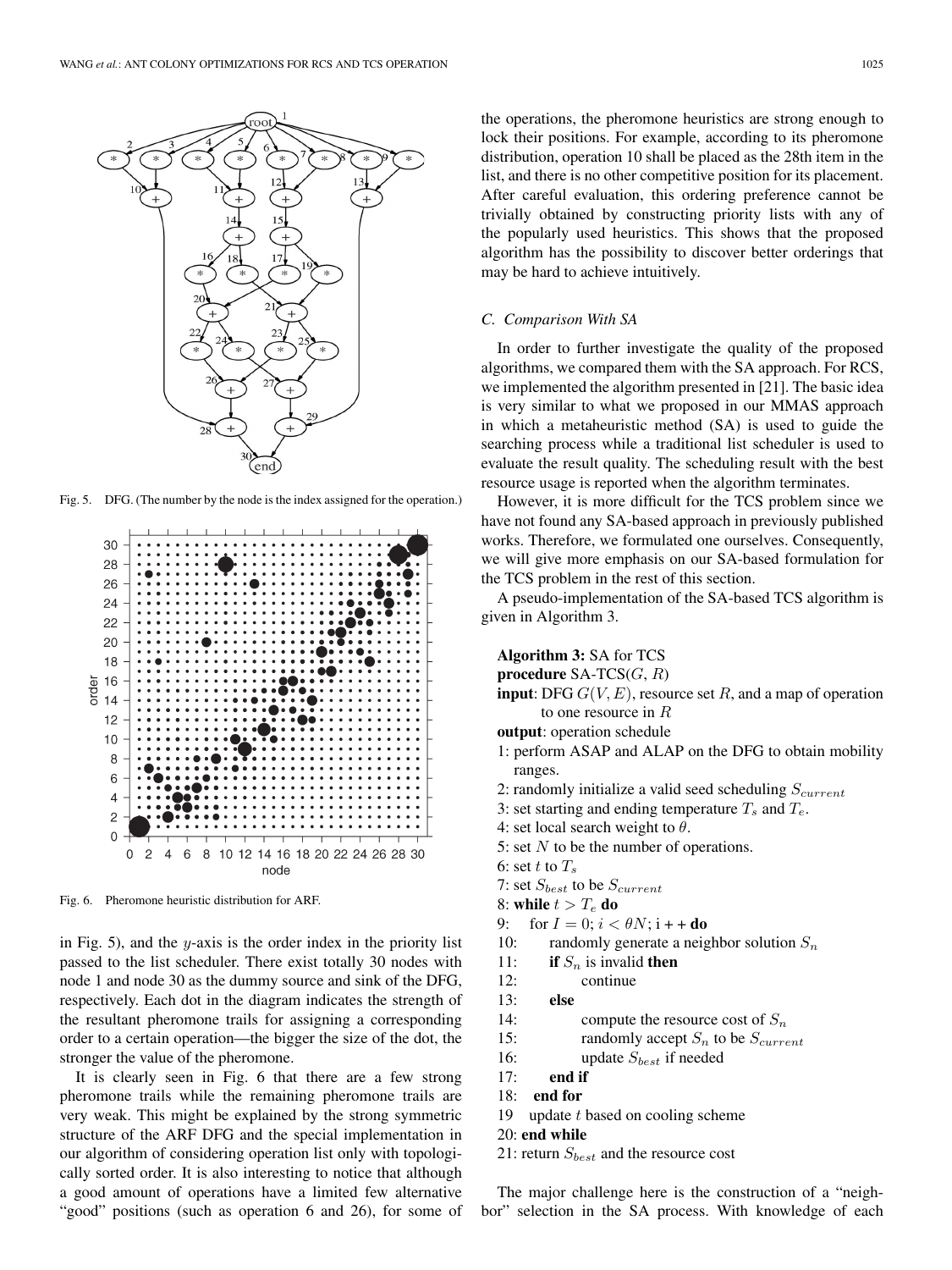Fig. 5. DFG. (The number by the node is the index assigned for the operation.)

Fig. 6. Pheromone heuristic distribution for ARF.

in Fig. 5), and the $y$-axis is the order index in the priority list passed to the list scheduler. There exist totally 30 nodes with node 1 and node 30 as the dummy source and sink of the DFG, respectively. Each dot in the diagram indicates the strength of the resultant pheromone trails for assigning a corresponding order to a certain operation—the bigger the size of the dot, the stronger the value of the pheromone.

It is clearly seen in Fig. 6 that there are a few strong pheromone trails while the remaining pheromone trails are very weak. This might be explained by the strong symmetric structure of the ARF DFG and the special implementation in our algorithm of considering operation list only with topologically sorted order. It is also interesting to notice that although a good amount of operations have a limited few alternative "good" positions (such as operation 6 and 26), for some of the operations, the pheromone heuristics are strong enough to lock their positions. For example, according to its pheromone distribution, operation 10 shall be placed as the 28th item in the list, and there is no other competitive position for its placement. After careful evaluation, this ordering preference cannot be trivially obtained by constructing priority lists with any of the popularly used heuristics. This shows that the proposed algorithm has the possibility to discover better orderings that may be hard to achieve intuitively.

### C. Comparison With SA

In order to further investigate the quality of the proposed algorithms, we compared them with the SA approach. For RCS, we implemented the algorithm presented in [21]. The basic idea is very similar to what we proposed in our MMAS approach in which a metaheuristic method (SA) is used to guide the searching process while a traditional list scheduler is used to evaluate the result quality. The scheduling result with the best resource usage is reported when the algorithm terminates.

However, it is more difficult for the TCS problem since we have not found any SA-based approach in previously published works. Therefore, we formulated one ourselves. Consequently, we will give more emphasis on our SA-based formulation for the TCS problem in the rest of this section.

A pseudo-implementation of the SA-based TCS algorithm is given in Algorithm 3.

**Algorithm 3:** SA for TCS
**procedure** SA-TCS($G$, $R$)
**input**: DFG $G(V, E)$, resource set $R$, and a map of operation to one resource in $R$
**output**: operation schedule

1: perform ASAP and ALAP on the DFG to obtain mobility ranges.
2: randomly initialize a valid seed scheduling $S_{current}$
3: set starting and ending temperature $T_s$ and $T_e$.
4: set local search weight to $\theta$.
5: set $N$ to be the number of operations.
6: set $t$ to $T_s$
7: set $S_{best}$ to be $S_{current}$
8: **while** $t > T_e$ **do**
9: &nbsp;&nbsp;&nbsp;for $I = 0$; $i < \theta N$; i++ **do**
10: &nbsp;&nbsp;&nbsp;&nbsp;&nbsp;&nbsp;randomly generate a neighbor solution $S_n$
11: &nbsp;&nbsp;&nbsp;&nbsp;&nbsp;&nbsp;**if** $S_n$ is invalid **then**
12: &nbsp;&nbsp;&nbsp;&nbsp;&nbsp;&nbsp;&nbsp;&nbsp;&nbsp;continue
13: &nbsp;&nbsp;&nbsp;&nbsp;&nbsp;&nbsp;**else**
14: &nbsp;&nbsp;&nbsp;&nbsp;&nbsp;&nbsp;&nbsp;&nbsp;&nbsp;compute the resource cost of $S_n$
15: &nbsp;&nbsp;&nbsp;&nbsp;&nbsp;&nbsp;&nbsp;&nbsp;&nbsp;randomly accept $S_n$ to be $S_{current}$
16: &nbsp;&nbsp;&nbsp;&nbsp;&nbsp;&nbsp;&nbsp;&nbsp;&nbsp;update $S_{best}$ if needed
17: &nbsp;&nbsp;&nbsp;&nbsp;&nbsp;&nbsp;**end if**
18: &nbsp;&nbsp;&nbsp;**end for**
19 &nbsp;&nbsp;&nbsp;update $t$ based on cooling scheme
20: **end while**
21: return $S_{best}$ and the resource cost

The major challenge here is the construction of a "neighbor" selection in the SA process. With knowledge of each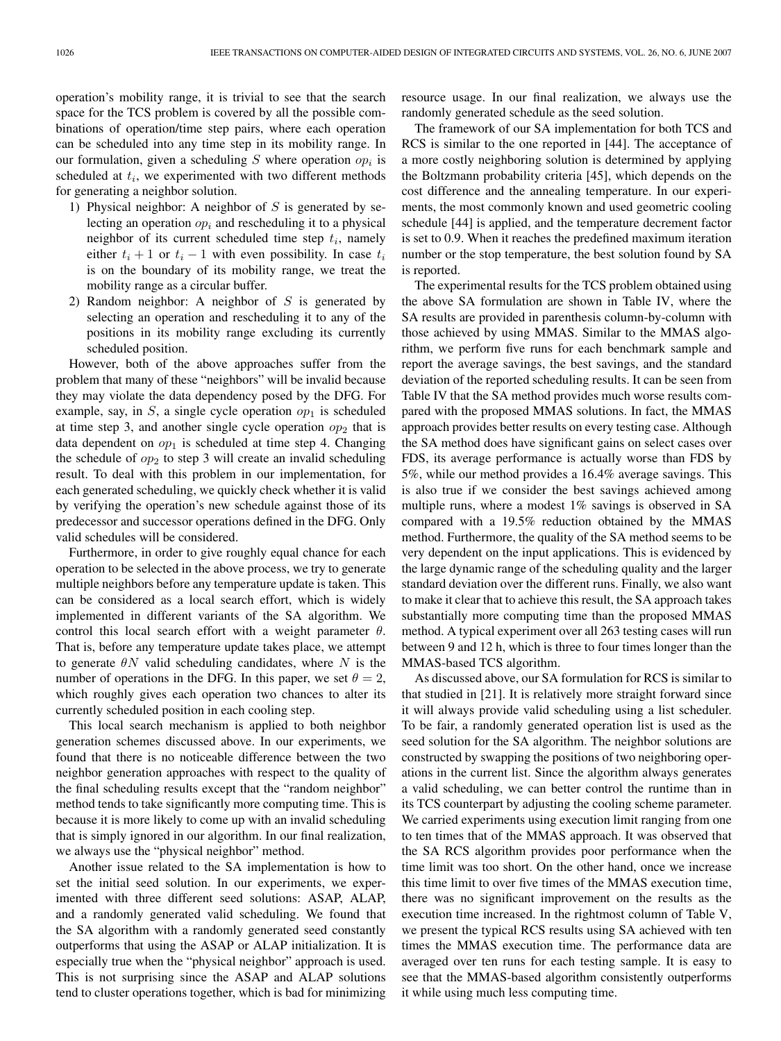operation's mobility range, it is trivial to see that the search space for the TCS problem is covered by all the possible combinations of operation/time step pairs, where each operation can be scheduled into any time step in its mobility range. In our formulation, given a scheduling $S$ where operation $op_i$ is scheduled at $t_i$, we experimented with two different methods for generating a neighbor solution.

1) Physical neighbor: A neighbor of $S$ is generated by selecting an operation $op_i$ and rescheduling it to a physical neighbor of its current scheduled time step $t_i$, namely either $t_i + 1$ or $t_i - 1$ with even possibility. In case $t_i$ is on the boundary of its mobility range, we treat the mobility range as a circular buffer.
2) Random neighbor: A neighbor of $S$ is generated by selecting an operation and rescheduling it to any of the positions in its mobility range excluding its currently scheduled position.

However, both of the above approaches suffer from the problem that many of these "neighbors" will be invalid because they may violate the data dependency posed by the DFG. For example, say, in $S$, a single cycle operation $op_1$ is scheduled at time step 3, and another single cycle operation $op_2$ that is data dependent on $op_1$ is scheduled at time step 4. Changing the schedule of $op_2$ to step 3 will create an invalid scheduling result. To deal with this problem in our implementation, for each generated scheduling, we quickly check whether it is valid by verifying the operation's new schedule against those of its predecessor and successor operations defined in the DFG. Only valid schedules will be considered.

Furthermore, in order to give roughly equal chance for each operation to be selected in the above process, we try to generate multiple neighbors before any temperature update is taken. This can be considered as a local search effort, which is widely implemented in different variants of the SA algorithm. We control this local search effort with a weight parameter $\theta$. That is, before any temperature update takes place, we attempt to generate $\theta N$ valid scheduling candidates, where $N$ is the number of operations in the DFG. In this paper, we set $\theta = 2$, which roughly gives each operation two chances to alter its currently scheduled position in each cooling step.

This local search mechanism is applied to both neighbor generation schemes discussed above. In our experiments, we found that there is no noticeable difference between the two neighbor generation approaches with respect to the quality of the final scheduling results except that the "random neighbor" method tends to take significantly more computing time. This is because it is more likely to come up with an invalid scheduling that is simply ignored in our algorithm. In our final realization, we always use the "physical neighbor" method.

Another issue related to the SA implementation is how to set the initial seed solution. In our experiments, we experimented with three different seed solutions: ASAP, ALAP, and a randomly generated valid scheduling. We found that the SA algorithm with a randomly generated seed constantly outperforms that using the ASAP or ALAP initialization. It is especially true when the "physical neighbor" approach is used. This is not surprising since the ASAP and ALAP solutions tend to cluster operations together, which is bad for minimizing resource usage. In our final realization, we always use the randomly generated schedule as the seed solution.

The framework of our SA implementation for both TCS and RCS is similar to the one reported in [44]. The acceptance of a more costly neighboring solution is determined by applying the Boltzmann probability criteria [45], which depends on the cost difference and the annealing temperature. In our experiments, the most commonly known and used geometric cooling schedule [44] is applied, and the temperature decrement factor is set to 0.9. When it reaches the predefined maximum iteration number or the stop temperature, the best solution found by SA is reported.

The experimental results for the TCS problem obtained using the above SA formulation are shown in Table IV, where the SA results are provided in parenthesis column-by-column with those achieved by using MMAS. Similar to the MMAS algorithm, we perform five runs for each benchmark sample and report the average savings, the best savings, and the standard deviation of the reported scheduling results. It can be seen from Table IV that the SA method provides much worse results compared with the proposed MMAS solutions. In fact, the MMAS approach provides better results on every testing case. Although the SA method does have significant gains on select cases over FDS, its average performance is actually worse than FDS by 5%, while our method provides a 16.4% average savings. This is also true if we consider the best savings achieved among multiple runs, where a modest 1% savings is observed in SA compared with a 19.5% reduction obtained by the MMAS method. Furthermore, the quality of the SA method seems to be very dependent on the input applications. This is evidenced by the large dynamic range of the scheduling quality and the larger standard deviation over the different runs. Finally, we also want to make it clear that to achieve this result, the SA approach takes substantially more computing time than the proposed MMAS method. A typical experiment over all 263 testing cases will run between 9 and 12 h, which is three to four times longer than the MMAS-based TCS algorithm.

As discussed above, our SA formulation for RCS is similar to that studied in [21]. It is relatively more straight forward since it will always provide valid scheduling using a list scheduler. To be fair, a randomly generated operation list is used as the seed solution for the SA algorithm. The neighbor solutions are constructed by swapping the positions of two neighboring operations in the current list. Since the algorithm always generates a valid scheduling, we can better control the runtime than in its TCS counterpart by adjusting the cooling scheme parameter. We carried experiments using execution limit ranging from one to ten times that of the MMAS approach. It was observed that the SA RCS algorithm provides poor performance when the time limit was too short. On the other hand, once we increase this time limit to over five times of the MMAS execution time, there was no significant improvement on the results as the execution time increased. In the rightmost column of Table V, we present the typical RCS results using SA achieved with ten times the MMAS execution time. The performance data are averaged over ten runs for each testing sample. It is easy to see that the MMAS-based algorithm consistently outperforms it while using much less computing time.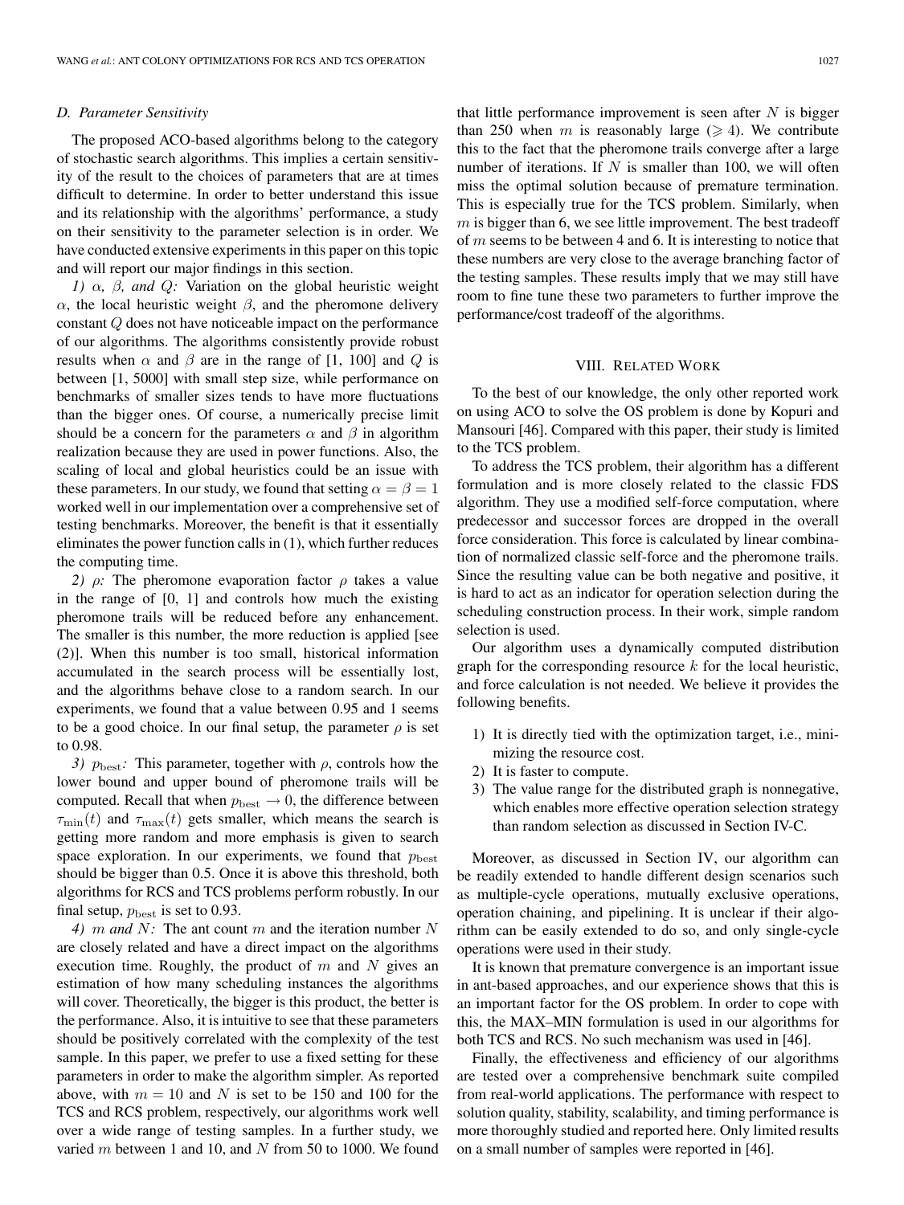### D. Parameter Sensitivity

The proposed ACO-based algorithms belong to the category of stochastic search algorithms. This implies a certain sensitivity of the result to the choices of parameters that are at times difficult to determine. In order to better understand this issue and its relationship with the algorithms' performance, a study on their sensitivity to the parameter selection is in order. We have conducted extensive experiments in this paper on this topic and will report our major findings in this section.

*1) $\alpha$, $\beta$, and $Q$:* Variation on the global heuristic weight $\alpha$, the local heuristic weight $\beta$, and the pheromone delivery constant $Q$ does not have noticeable impact on the performance of our algorithms. The algorithms consistently provide robust results when $\alpha$ and $\beta$ are in the range of [1, 100] and $Q$ is between [1, 5000] with small step size, while performance on benchmarks of smaller sizes tends to have more fluctuations than the bigger ones. Of course, a numerically precise limit should be a concern for the parameters $\alpha$ and $\beta$ in algorithm realization because they are used in power functions. Also, the scaling of local and global heuristics could be an issue with these parameters. In our study, we found that setting $\alpha = \beta = 1$ worked well in our implementation over a comprehensive set of testing benchmarks. Moreover, the benefit is that it essentially eliminates the power function calls in (1), which further reduces the computing time.

*2) $\rho$:* The pheromone evaporation factor $\rho$ takes a value in the range of [0, 1] and controls how much the existing pheromone trails will be reduced before any enhancement. The smaller is this number, the more reduction is applied [see (2)]. When this number is too small, historical information accumulated in the search process will be essentially lost, and the algorithms behave close to a random search. In our experiments, we found that a value between 0.95 and 1 seems to be a good choice. In our final setup, the parameter $\rho$ is set to 0.98.

*3) $p_{\text{best}}$:* This parameter, together with $\rho$, controls how the lower bound and upper bound of pheromone trails will be computed. Recall that when $p_{\text{best}} \to 0$, the difference between $\tau_{\min}(t)$ and $\tau_{\max}(t)$ gets smaller, which means the search is getting more random and more emphasis is given to search space exploration. In our experiments, we found that $p_{\text{best}}$ should be bigger than 0.5. Once it is above this threshold, both algorithms for RCS and TCS problems perform robustly. In our final setup, $p_{\text{best}}$ is set to 0.93.

*4) $m$ and $N$:* The ant count $m$ and the iteration number $N$ are closely related and have a direct impact on the algorithms execution time. Roughly, the product of $m$ and $N$ gives an estimation of how many scheduling instances the algorithms will cover. Theoretically, the bigger is this product, the better is the performance. Also, it is intuitive to see that these parameters should be positively correlated with the complexity of the test sample. In this paper, we prefer to use a fixed setting for these parameters in order to make the algorithm simpler. As reported above, with $m = 10$ and $N$ is set to be 150 and 100 for the TCS and RCS problem, respectively, our algorithms work well over a wide range of testing samples. In a further study, we varied $m$ between 1 and 10, and $N$ from 50 to 1000. We found that little performance improvement is seen after $N$ is bigger than 250 when $m$ is reasonably large ($\geqslant 4$). We contribute this to the fact that the pheromone trails converge after a large number of iterations. If $N$ is smaller than 100, we will often miss the optimal solution because of premature termination. This is especially true for the TCS problem. Similarly, when $m$ is bigger than 6, we see little improvement. The best tradeoff of $m$ seems to be between 4 and 6. It is interesting to notice that these numbers are very close to the average branching factor of the testing samples. These results imply that we may still have room to fine tune these two parameters to further improve the performance/cost tradeoff of the algorithms.

## VIII. Related Work

To the best of our knowledge, the only other reported work on using ACO to solve the OS problem is done by Kopuri and Mansouri [46]. Compared with this paper, their study is limited to the TCS problem.

To address the TCS problem, their algorithm has a different formulation and is more closely related to the classic FDS algorithm. They use a modified self-force computation, where predecessor and successor forces are dropped in the overall force consideration. This force is calculated by linear combination of normalized classic self-force and the pheromone trails. Since the resulting value can be both negative and positive, it is hard to act as an indicator for operation selection during the scheduling construction process. In their work, simple random selection is used.

Our algorithm uses a dynamically computed distribution graph for the corresponding resource $k$ for the local heuristic, and force calculation is not needed. We believe it provides the following benefits.

1) It is directly tied with the optimization target, i.e., minimizing the resource cost.
2) It is faster to compute.
3) The value range for the distributed graph is nonnegative, which enables more effective operation selection strategy than random selection as discussed in Section IV-C.

Moreover, as discussed in Section IV, our algorithm can be readily extended to handle different design scenarios such as multiple-cycle operations, mutually exclusive operations, operation chaining, and pipelining. It is unclear if their algorithm can be easily extended to do so, and only single-cycle operations were used in their study.

It is known that premature convergence is an important issue in ant-based approaches, and our experience shows that this is an important factor for the OS problem. In order to cope with this, the MAX–MIN formulation is used in our algorithms for both TCS and RCS. No such mechanism was used in [46].

Finally, the effectiveness and efficiency of our algorithms are tested over a comprehensive benchmark suite compiled from real-world applications. The performance with respect to solution quality, stability, scalability, and timing performance is more thoroughly studied and reported here. Only limited results on a small number of samples were reported in [46].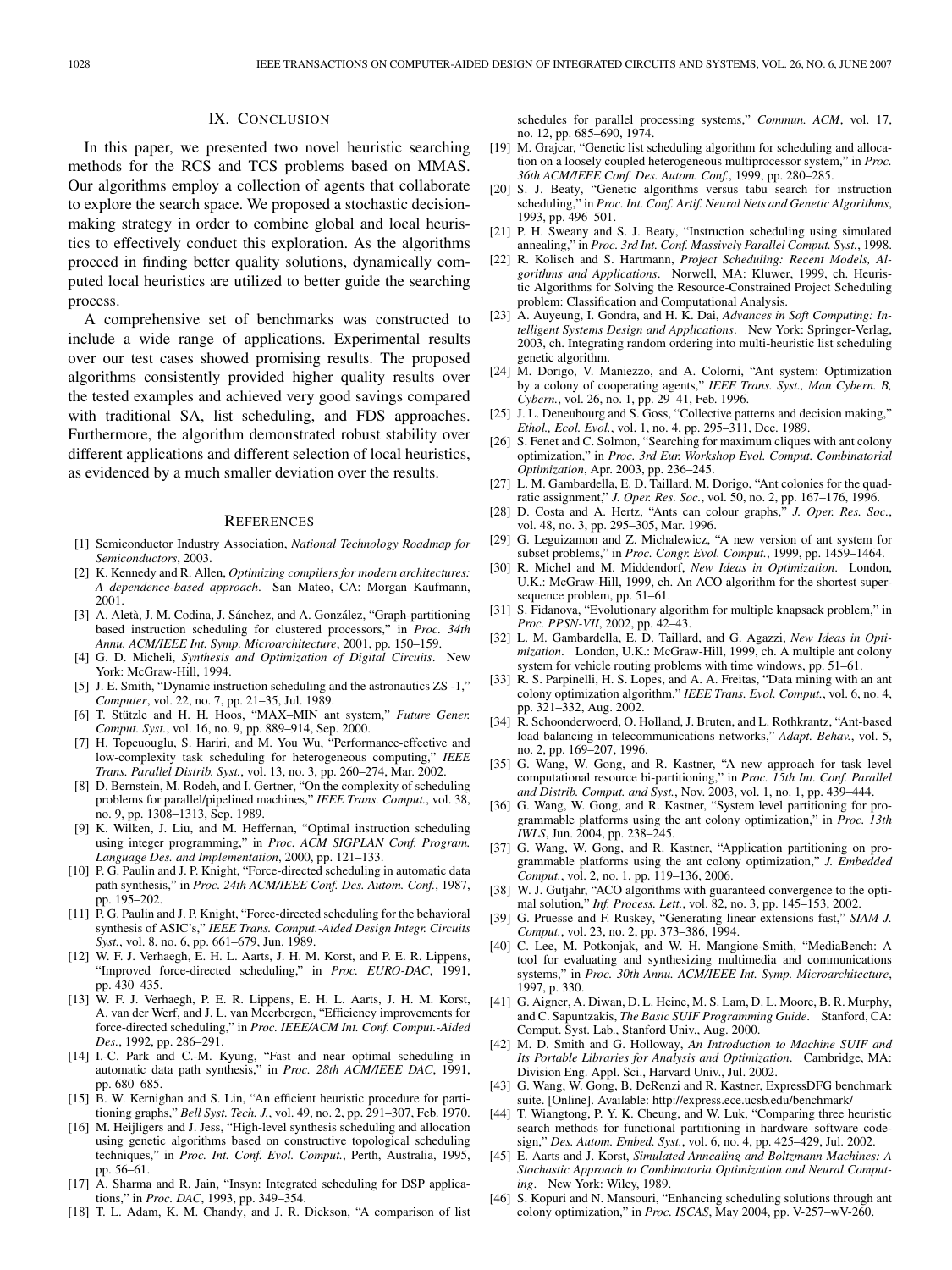## IX. Conclusion

In this paper, we presented two novel heuristic searching methods for the RCS and TCS problems based on MMAS. Our algorithms employ a collection of agents that collaborate to explore the search space. We proposed a stochastic decision-making strategy in order to combine global and local heuristics to effectively conduct this exploration. As the algorithms proceed in finding better quality solutions, dynamically computed local heuristics are utilized to better guide the searching process.

A comprehensive set of benchmarks was constructed to include a wide range of applications. Experimental results over our test cases showed promising results. The proposed algorithms consistently provided higher quality results over the tested examples and achieved very good savings compared with traditional SA, list scheduling, and FDS approaches. Furthermore, the algorithm demonstrated robust stability over different applications and different selection of local heuristics, as evidenced by a much smaller deviation over the results.

## References

[1] Semiconductor Industry Association, *National Technology Roadmap for Semiconductors*, 2003.

[2] K. Kennedy and R. Allen, *Optimizing compilers for modern architectures: A dependence-based approach*. San Mateo, CA: Morgan Kaufmann, 2001.

[3] A. Aletà, J. M. Codina, J. Sánchez, and A. González, "Graph-partitioning based instruction scheduling for clustered processors," in *Proc. 34th Annu. ACM/IEEE Int. Symp. Microarchitecture*, 2001, pp. 150–159.

[4] G. D. Micheli, *Synthesis and Optimization of Digital Circuits*. New York: McGraw-Hill, 1994.

[5] J. E. Smith, "Dynamic instruction scheduling and the astronautics ZS -1," *Computer*, vol. 22, no. 7, pp. 21–35, Jul. 1989.

[6] T. Stützle and H. H. Hoos, "MAX–MIN ant system," *Future Gener. Comput. Syst.*, vol. 16, no. 9, pp. 889–914, Sep. 2000.

[7] H. Topcuouglu, S. Hariri, and M. You Wu, "Performance-effective and low-complexity task scheduling for heterogeneous computing," *IEEE Trans. Parallel Distrib. Syst.*, vol. 13, no. 3, pp. 260–274, Mar. 2002.

[8] D. Bernstein, M. Rodeh, and I. Gertner, "On the complexity of scheduling problems for parallel/pipelined machines," *IEEE Trans. Comput.*, vol. 38, no. 9, pp. 1308–1313, Sep. 1989.

[9] K. Wilken, J. Liu, and M. Heffernan, "Optimal instruction scheduling using integer programming," in *Proc. ACM SIGPLAN Conf. Program. Language Des. and Implementation*, 2000, pp. 121–133.

[10] P. G. Paulin and J. P. Knight, "Force-directed scheduling in automatic data path synthesis," in *Proc. 24th ACM/IEEE Conf. Des. Autom. Conf.*, 1987, pp. 195–202.

[11] P. G. Paulin and J. P. Knight, "Force-directed scheduling for the behavioral synthesis of ASIC's," *IEEE Trans. Comput.-Aided Design Integr. Circuits Syst.*, vol. 8, no. 6, pp. 661–679, Jun. 1989.

[12] W. F. J. Verhaegh, E. H. L. Aarts, J. H. M. Korst, and P. E. R. Lippens, "Improved force-directed scheduling," in *Proc. EURO-DAC*, 1991, pp. 430–435.

[13] W. F. J. Verhaegh, P. E. R. Lippens, E. H. L. Aarts, J. H. M. Korst, A. van der Werf, and J. L. van Meerbergen, "Efficiency improvements for force-directed scheduling," in *Proc. IEEE/ACM Int. Conf. Comput.-Aided Des.*, 1992, pp. 286–291.

[14] I.-C. Park and C.-M. Kyung, "Fast and near optimal scheduling in automatic data path synthesis," in *Proc. 28th ACM/IEEE DAC*, 1991, pp. 680–685.

[15] B. W. Kernighan and S. Lin, "An efficient heuristic procedure for partitioning graphs," *Bell Syst. Tech. J.*, vol. 49, no. 2, pp. 291–307, Feb. 1970.

[16] M. Heijligers and J. Jess, "High-level synthesis scheduling and allocation using genetic algorithms based on constructive topological scheduling techniques," in *Proc. Int. Conf. Evol. Comput.*, Perth, Australia, 1995, pp. 56–61.

[17] A. Sharma and R. Jain, "Insyn: Integrated scheduling for DSP applications," in *Proc. DAC*, 1993, pp. 349–354.

[18] T. L. Adam, K. M. Chandy, and J. R. Dickson, "A comparison of list schedules for parallel processing systems," *Commun. ACM*, vol. 17, no. 12, pp. 685–690, 1974.

[19] M. Grajcar, "Genetic list scheduling algorithm for scheduling and allocation on a loosely coupled heterogeneous multiprocessor system," in *Proc. 36th ACM/IEEE Conf. Des. Autom. Conf.*, 1999, pp. 280–285.

[20] S. J. Beaty, "Genetic algorithms versus tabu search for instruction scheduling," in *Proc. Int. Conf. Artif. Neural Nets and Genetic Algorithms*, 1993, pp. 496–501.

[21] P. H. Sweany and S. J. Beaty, "Instruction scheduling using simulated annealing," in *Proc. 3rd Int. Conf. Massively Parallel Comput. Syst.*, 1998.

[22] R. Kolisch and S. Hartmann, *Project Scheduling: Recent Models, Algorithms and Applications*. Norwell, MA: Kluwer, 1999, ch. Heuristic Algorithms for Solving the Resource-Constrained Project Scheduling problem: Classification and Computational Analysis.

[23] A. Auyeung, I. Gondra, and H. K. Dai, *Advances in Soft Computing: Intelligent Systems Design and Applications*. New York: Springer-Verlag, 2003, ch. Integrating random ordering into multi-heuristic list scheduling genetic algorithm.

[24] M. Dorigo, V. Maniezzo, and A. Colorni, "Ant system: Optimization by a colony of cooperating agents," *IEEE Trans. Syst., Man Cybern. B, Cybern.*, vol. 26, no. 1, pp. 29–41, Feb. 1996.

[25] J. L. Deneubourg and S. Goss, "Collective patterns and decision making," *Ethol., Ecol. Evol.*, vol. 1, no. 4, pp. 295–311, Dec. 1989.

[26] S. Fenet and C. Solmon, "Searching for maximum cliques with ant colony optimization," in *Proc. 3rd Eur. Workshop Evol. Comput. Combinatorial Optimization*, Apr. 2003, pp. 236–245.

[27] L. M. Gambardella, E. D. Taillard, M. Dorigo, "Ant colonies for the quadratic assignment," *J. Oper. Res. Soc.*, vol. 50, no. 2, pp. 167–176, 1996.

[28] D. Costa and A. Hertz, "Ants can colour graphs," *J. Oper. Res. Soc.*, vol. 48, no. 3, pp. 295–305, Mar. 1996.

[29] G. Leguizamon and Z. Michalewicz, "A new version of ant system for subset problems," in *Proc. Congr. Evol. Comput.*, 1999, pp. 1459–1464.

[30] R. Michel and M. Middendorf, *New Ideas in Optimization*. London, U.K.: McGraw-Hill, 1999, ch. An ACO algorithm for the shortest supersequence problem, pp. 51–61.

[31] S. Fidanova, "Evolutionary algorithm for multiple knapsack problem," in *Proc. PPSN-VII*, 2002, pp. 42–43.

[32] L. M. Gambardella, E. D. Taillard, and G. Agazzi, *New Ideas in Optimization*. London, U.K.: McGraw-Hill, 1999, ch. A multiple ant colony system for vehicle routing problems with time windows, pp. 51–61.

[33] R. S. Parpinelli, H. S. Lopes, and A. A. Freitas, "Data mining with an ant colony optimization algorithm," *IEEE Trans. Evol. Comput.*, vol. 6, no. 4, pp. 321–332, Aug. 2002.

[34] R. Schoonderwoerd, O. Holland, J. Bruten, and L. Rothkrantz, "Ant-based load balancing in telecommunications networks," *Adapt. Behav.*, vol. 5, no. 2, pp. 169–207, 1996.

[35] G. Wang, W. Gong, and R. Kastner, "A new approach for task level computational resource bi-partitioning," in *Proc. 15th Int. Conf. Parallel and Distrib. Comput. and Syst.*, Nov. 2003, vol. 1, no. 1, pp. 439–444.

[36] G. Wang, W. Gong, and R. Kastner, "System level partitioning for programmable platforms using the ant colony optimization," in *Proc. 13th IWLS*, Jun. 2004, pp. 238–245.

[37] G. Wang, W. Gong, and R. Kastner, "Application partitioning on programmable platforms using the ant colony optimization," *J. Embedded Comput.*, vol. 2, no. 1, pp. 119–136, 2006.

[38] W. J. Gutjahr, "ACO algorithms with guaranteed convergence to the optimal solution," *Inf. Process. Lett.*, vol. 82, no. 3, pp. 145–153, 2002.

[39] G. Pruesse and F. Ruskey, "Generating linear extensions fast," *SIAM J. Comput.*, vol. 23, no. 2, pp. 373–386, 1994.

[40] C. Lee, M. Potkonjak, and W. H. Mangione-Smith, "MediaBench: A tool for evaluating and synthesizing multimedia and communications systems," in *Proc. 30th Annu. ACM/IEEE Int. Symp. Microarchitecture*, 1997, p. 330.

[41] G. Aigner, A. Diwan, D. L. Heine, M. S. Lam, D. L. Moore, B. R. Murphy, and C. Sapuntzakis, *The Basic SUIF Programming Guide*. Stanford, CA: Comput. Syst. Lab., Stanford Univ., Aug. 2000.

[42] M. D. Smith and G. Holloway, *An Introduction to Machine SUIF and Its Portable Libraries for Analysis and Optimization*. Cambridge, MA: Division Eng. Appl. Sci., Harvard Univ., Jul. 2002.

[43] G. Wang, W. Gong, B. DeRenzi and R. Kastner, ExpressDFG benchmark suite. [Online]. Available: http://express.ece.ucsb.edu/benchmark/

[44] T. Wiangtong, P. Y. K. Cheung, and W. Luk, "Comparing three heuristic search methods for functional partitioning in hardware–software codesign," *Des. Autom. Embed. Syst.*, vol. 6, no. 4, pp. 425–429, Jul. 2002.

[45] E. Aarts and J. Korst, *Simulated Annealing and Boltzmann Machines: A Stochastic Approach to Combinatoria Optimization and Neural Computing*. New York: Wiley, 1989.

[46] S. Kopuri and N. Mansouri, "Enhancing scheduling solutions through ant colony optimization," in *Proc. ISCAS*, May 2004, pp. V-257–wV-260.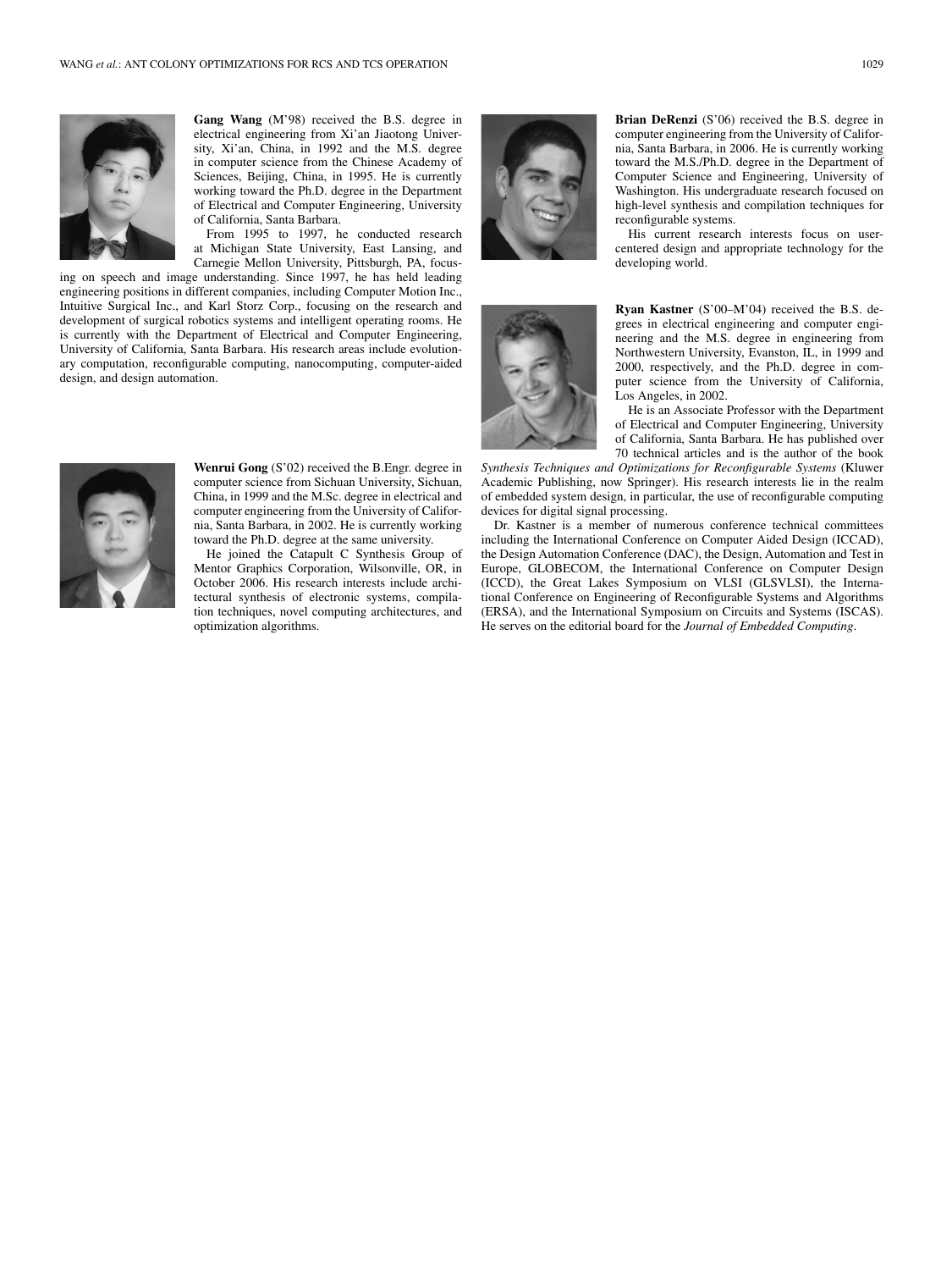**Gang Wang** (M'98) received the B.S. degree in electrical engineering from Xi'an Jiaotong University, Xi'an, China, in 1992 and the M.S. degree in computer science from the Chinese Academy of Sciences, Beijing, China, in 1995. He is currently working toward the Ph.D. degree in the Department of Electrical and Computer Engineering, University of California, Santa Barbara.

From 1995 to 1997, he conducted research at Michigan State University, East Lansing, and Carnegie Mellon University, Pittsburgh, PA, focusing on speech and image understanding. Since 1997, he has held leading engineering positions in different companies, including Computer Motion Inc., Intuitive Surgical Inc., and Karl Storz Corp., focusing on the research and development of surgical robotics systems and intelligent operating rooms. He is currently with the Department of Electrical and Computer Engineering, University of California, Santa Barbara. His research areas include evolutionary computation, reconfigurable computing, nanocomputing, computer-aided design, and design automation.

**Wenrui Gong** (S'02) received the B.Engr. degree in computer science from Sichuan University, Sichuan, China, in 1999 and the M.Sc. degree in electrical and computer engineering from the University of California, Santa Barbara, in 2002. He is currently working toward the Ph.D. degree at the same university.

He joined the Catapult C Synthesis Group of Mentor Graphics Corporation, Wilsonville, OR, in October 2006. His research interests include architectural synthesis of electronic systems, compilation techniques, novel computing architectures, and optimization algorithms.

**Brian DeRenzi** (S'06) received the B.S. degree in computer engineering from the University of California, Santa Barbara, in 2006. He is currently working toward the M.S./Ph.D. degree in the Department of Computer Science and Engineering, University of Washington. His undergraduate research focused on high-level synthesis and compilation techniques for reconfigurable systems.

His current research interests focus on user-centered design and appropriate technology for the developing world.

**Ryan Kastner** (S'00–M'04) received the B.S. degrees in electrical engineering and computer engineering and the M.S. degree in engineering from Northwestern University, Evanston, IL, in 1999 and 2000, respectively, and the Ph.D. degree in computer science from the University of California, Los Angeles, in 2002.

He is an Associate Professor with the Department of Electrical and Computer Engineering, University of California, Santa Barbara. He has published over 70 technical articles and is the author of the book *Synthesis Techniques and Optimizations for Reconfigurable Systems* (Kluwer Academic Publishing, now Springer). His research interests lie in the realm of embedded system design, in particular, the use of reconfigurable computing devices for digital signal processing.

Dr. Kastner is a member of numerous conference technical committees including the International Conference on Computer Aided Design (ICCAD), the Design Automation Conference (DAC), the Design, Automation and Test in Europe, GLOBECOM, the International Conference on Computer Design (ICCD), the Great Lakes Symposium on VLSI (GLSVLSI), the International Conference on Engineering of Reconfigurable Systems and Algorithms (ERSA), and the International Symposium on Circuits and Systems (ISCAS). He serves on the editorial board for the *Journal of Embedded Computing*.